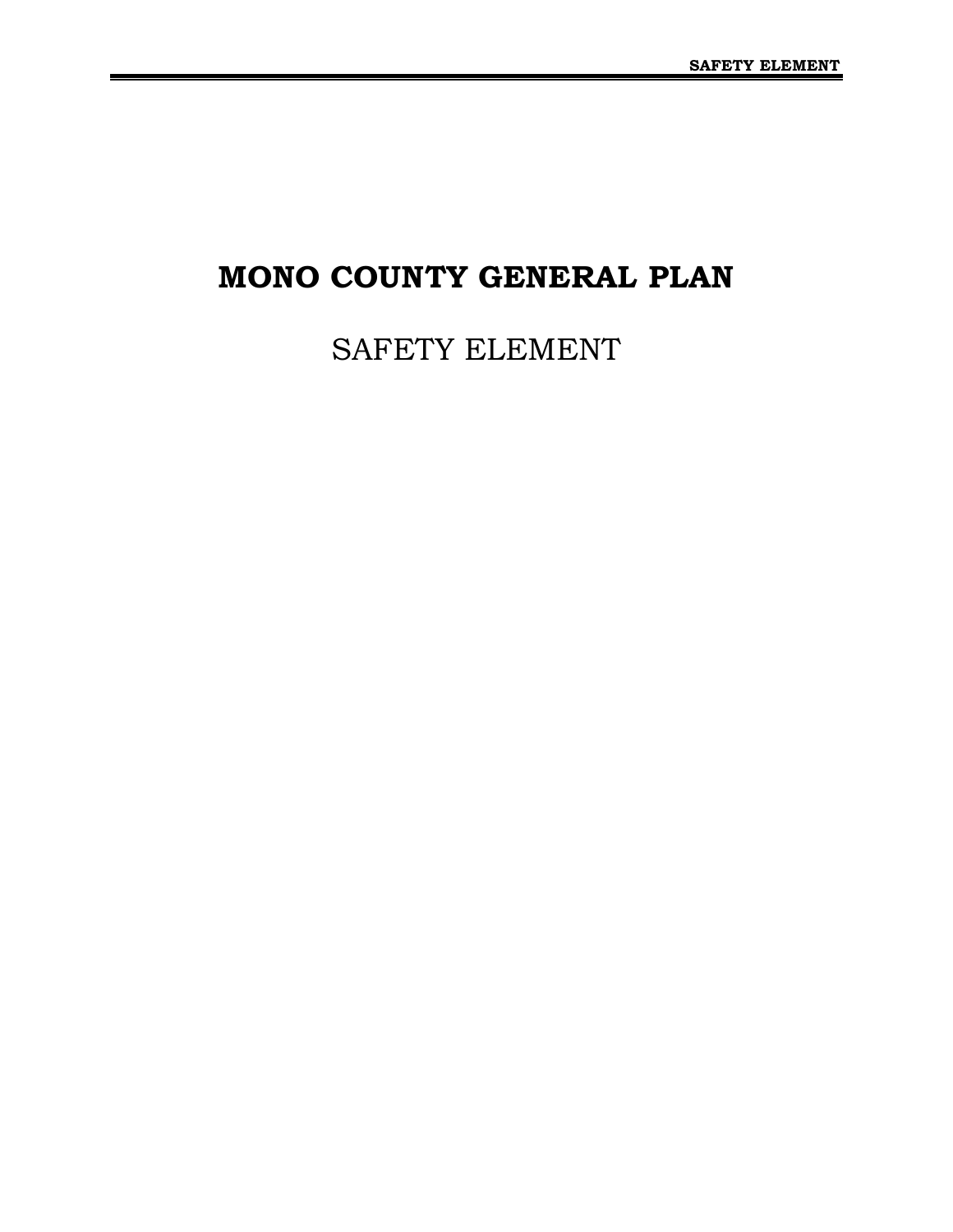# MONO COUNTY GENERAL PLAN

## SAFETY ELEMENT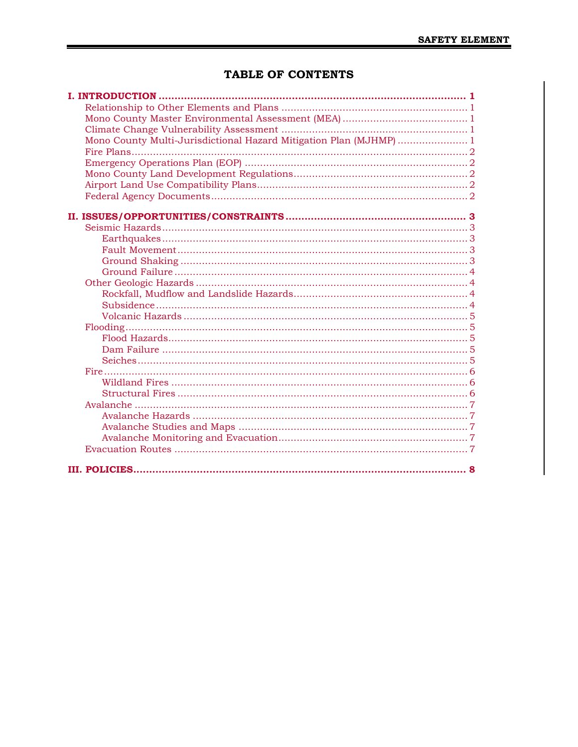# TABLE OF CONTENTS

**I. INTRODUCTION .................................................................................................. 1**

- Relationship to Other Elements and Plans ............................................................ 1
- Mono County Master Environmental Assessment (MEA) ......................................... 1
- Climate Change Vulnerability Assessment ............................................................ 1
- Mono County Multi-Jurisdictional Hazard Mitigation Plan (MJHMP) ....................... 1
- Fire Plans.............................................................................................................. 2
- Emergency Operations Plan (EOP) ........................................................................ 2
- Mono County Land Development Regulations......................................................... 2
- Airport Land Use Compatibility Plans..................................................................... 2
- Federal Agency Documents.................................................................................... 2

**II. ISSUES/OPPORTUNITIES/CONSTRAINTS ........................................................ 3**

- Seismic Hazards.................................................................................................... 3
  - Earthquakes.................................................................................................... 3
  - Fault Movement............................................................................................... 3
  - Ground Shaking .............................................................................................. 3
  - Ground Failure ................................................................................................ 4
- Other Geologic Hazards ......................................................................................... 4
  - Rockfall, Mudflow and Landslide Hazards......................................................... 4
  - Subsidence...................................................................................................... 4
  - Volcanic Hazards ............................................................................................. 5
- Flooding................................................................................................................ 5
  - Flood Hazards.................................................................................................. 5
  - Dam Failure .................................................................................................... 5
  - Seiches............................................................................................................ 5
- Fire....................................................................................................................... 6
  - Wildland Fires ................................................................................................. 6
  - Structural Fires ............................................................................................... 6
- Avalanche ............................................................................................................. 7
  - Avalanche Hazards .......................................................................................... 7
  - Avalanche Studies and Maps ........................................................................... 7
  - Avalanche Monitoring and Evacuation.............................................................. 7
- Evacuation Routes ................................................................................................ 7

**III. POLICIES.......................................................................................................... 8**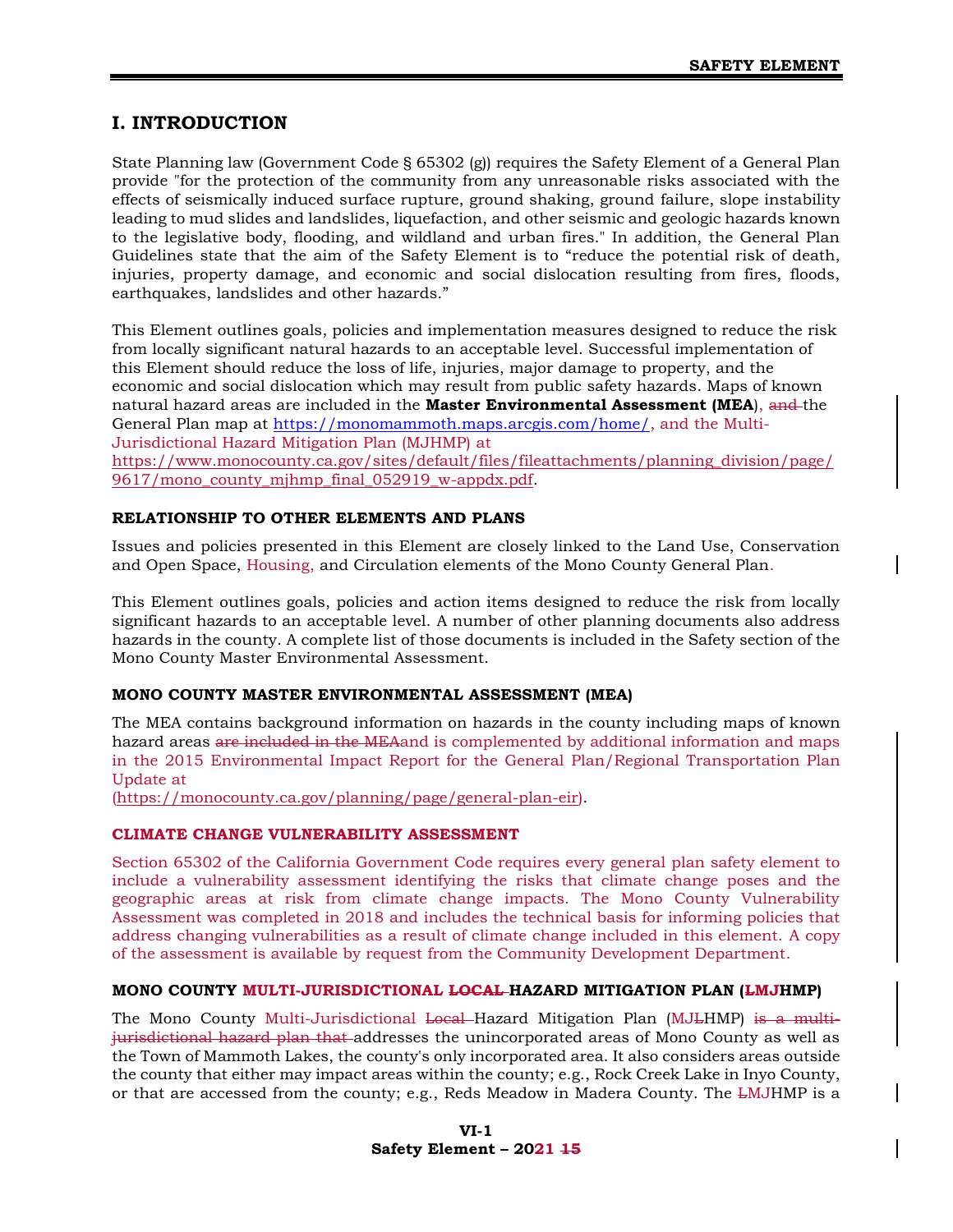# I. INTRODUCTION

State Planning law (Government Code § 65302 (g)) requires the Safety Element of a General Plan provide "for the protection of the community from any unreasonable risks associated with the effects of seismically induced surface rupture, ground shaking, ground failure, slope instability leading to mud slides and landslides, liquefaction, and other seismic and geologic hazards known to the legislative body, flooding, and wildland and urban fires." In addition, the General Plan Guidelines state that the aim of the Safety Element is to "reduce the potential risk of death, injuries, property damage, and economic and social dislocation resulting from fires, floods, earthquakes, landslides and other hazards."

This Element outlines goals, policies and implementation measures designed to reduce the risk from locally significant natural hazards to an acceptable level. Successful implementation of this Element should reduce the loss of life, injuries, major damage to property, and the economic and social dislocation which may result from public safety hazards. Maps of known natural hazard areas are included in the **Master Environmental Assessment (MEA**), ~~and~~ the General Plan map at https://monomammoth.maps.arcgis.com/home/, and the Multi-Jurisdictional Hazard Mitigation Plan (MJHMP) at https://www.monocounty.ca.gov/sites/default/files/fileattachments/planning_division/page/9617/mono_county_mjhmp_final_052919_w-appdx.pdf.

### RELATIONSHIP TO OTHER ELEMENTS AND PLANS

Issues and policies presented in this Element are closely linked to the Land Use, Conservation and Open Space, Housing, and Circulation elements of the Mono County General Plan.

This Element outlines goals, policies and action items designed to reduce the risk from locally significant hazards to an acceptable level. A number of other planning documents also address hazards in the county. A complete list of those documents is included in the Safety section of the Mono County Master Environmental Assessment.

### MONO COUNTY MASTER ENVIRONMENTAL ASSESSMENT (MEA)

The MEA contains background information on hazards in the county including maps of known hazard areas ~~are included in the MEA~~and is complemented by additional information and maps in the 2015 Environmental Impact Report for the General Plan/Regional Transportation Plan Update at (https://monocounty.ca.gov/planning/page/general-plan-eir).

### CLIMATE CHANGE VULNERABILITY ASSESSMENT

Section 65302 of the California Government Code requires every general plan safety element to include a vulnerability assessment identifying the risks that climate change poses and the geographic areas at risk from climate change impacts. The Mono County Vulnerability Assessment was completed in 2018 and includes the technical basis for informing policies that address changing vulnerabilities as a result of climate change included in this element. A copy of the assessment is available by request from the Community Development Department.

### MONO COUNTY MULTI-JURISDICTIONAL ~~LOCAL~~ HAZARD MITIGATION PLAN (~~L~~MJHMP)

The Mono County Multi-Jurisdictional ~~Local~~ Hazard Mitigation Plan (MJ~~L~~HMP) ~~is a multi-jurisdictional hazard plan that~~ addresses the unincorporated areas of Mono County as well as the Town of Mammoth Lakes, the county's only incorporated area. It also considers areas outside the county that either may impact areas within the county; e.g., Rock Creek Lake in Inyo County, or that are accessed from the county; e.g., Reds Meadow in Madera County. The ~~L~~MJHMP is a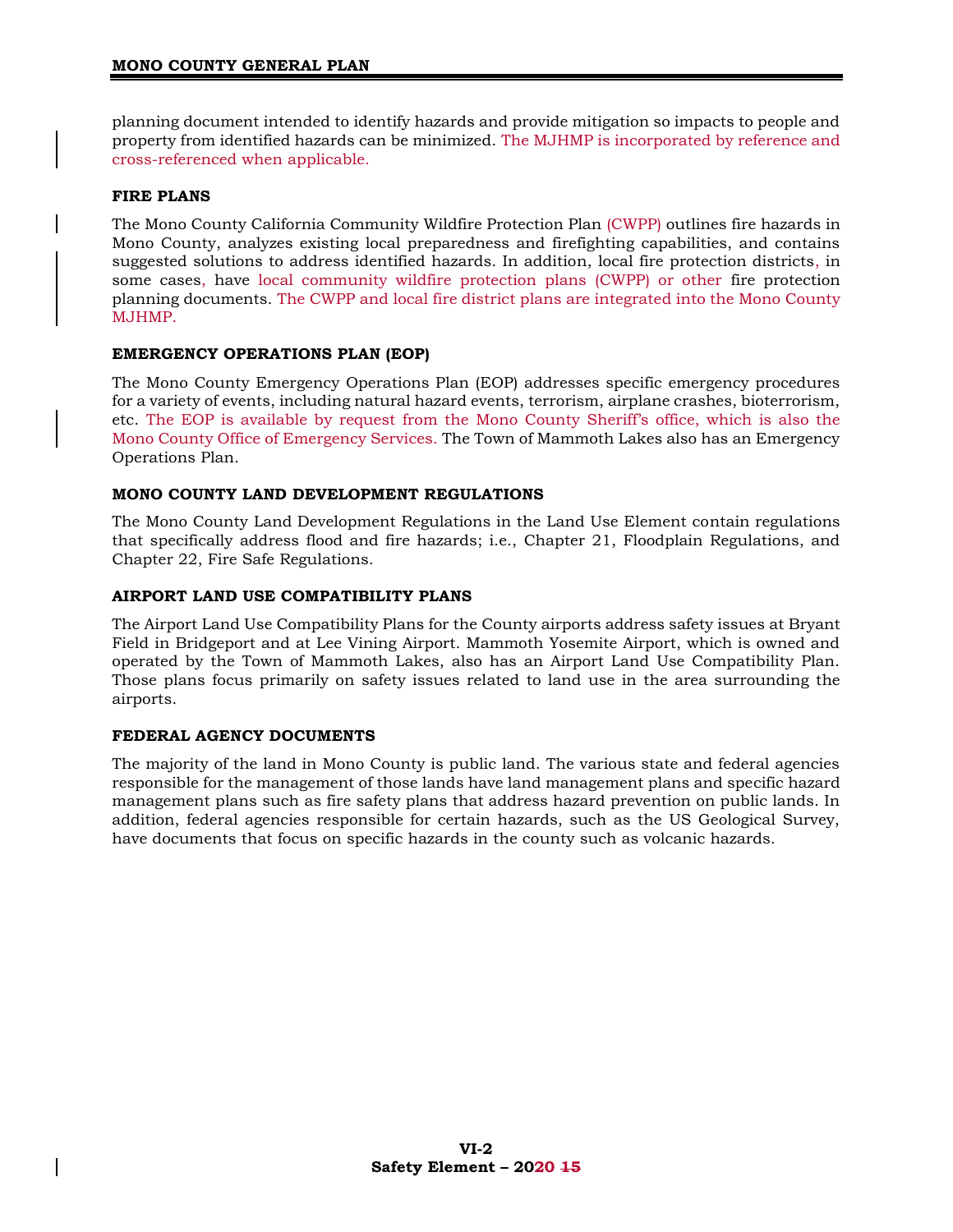planning document intended to identify hazards and provide mitigation so impacts to people and property from identified hazards can be minimized. The MJHMP is incorporated by reference and cross-referenced when applicable.

### FIRE PLANS

The Mono County California Community Wildfire Protection Plan (CWPP) outlines fire hazards in Mono County, analyzes existing local preparedness and firefighting capabilities, and contains suggested solutions to address identified hazards. In addition, local fire protection districts, in some cases, have local community wildfire protection plans (CWPP) or other fire protection planning documents. The CWPP and local fire district plans are integrated into the Mono County MJHMP.

### EMERGENCY OPERATIONS PLAN (EOP)

The Mono County Emergency Operations Plan (EOP) addresses specific emergency procedures for a variety of events, including natural hazard events, terrorism, airplane crashes, bioterrorism, etc. The EOP is available by request from the Mono County Sheriff's office, which is also the Mono County Office of Emergency Services. The Town of Mammoth Lakes also has an Emergency Operations Plan.

### MONO COUNTY LAND DEVELOPMENT REGULATIONS

The Mono County Land Development Regulations in the Land Use Element contain regulations that specifically address flood and fire hazards; i.e., Chapter 21, Floodplain Regulations, and Chapter 22, Fire Safe Regulations.

### AIRPORT LAND USE COMPATIBILITY PLANS

The Airport Land Use Compatibility Plans for the County airports address safety issues at Bryant Field in Bridgeport and at Lee Vining Airport. Mammoth Yosemite Airport, which is owned and operated by the Town of Mammoth Lakes, also has an Airport Land Use Compatibility Plan. Those plans focus primarily on safety issues related to land use in the area surrounding the airports.

### FEDERAL AGENCY DOCUMENTS

The majority of the land in Mono County is public land. The various state and federal agencies responsible for the management of those lands have land management plans and specific hazard management plans such as fire safety plans that address hazard prevention on public lands. In addition, federal agencies responsible for certain hazards, such as the US Geological Survey, have documents that focus on specific hazards in the county such as volcanic hazards.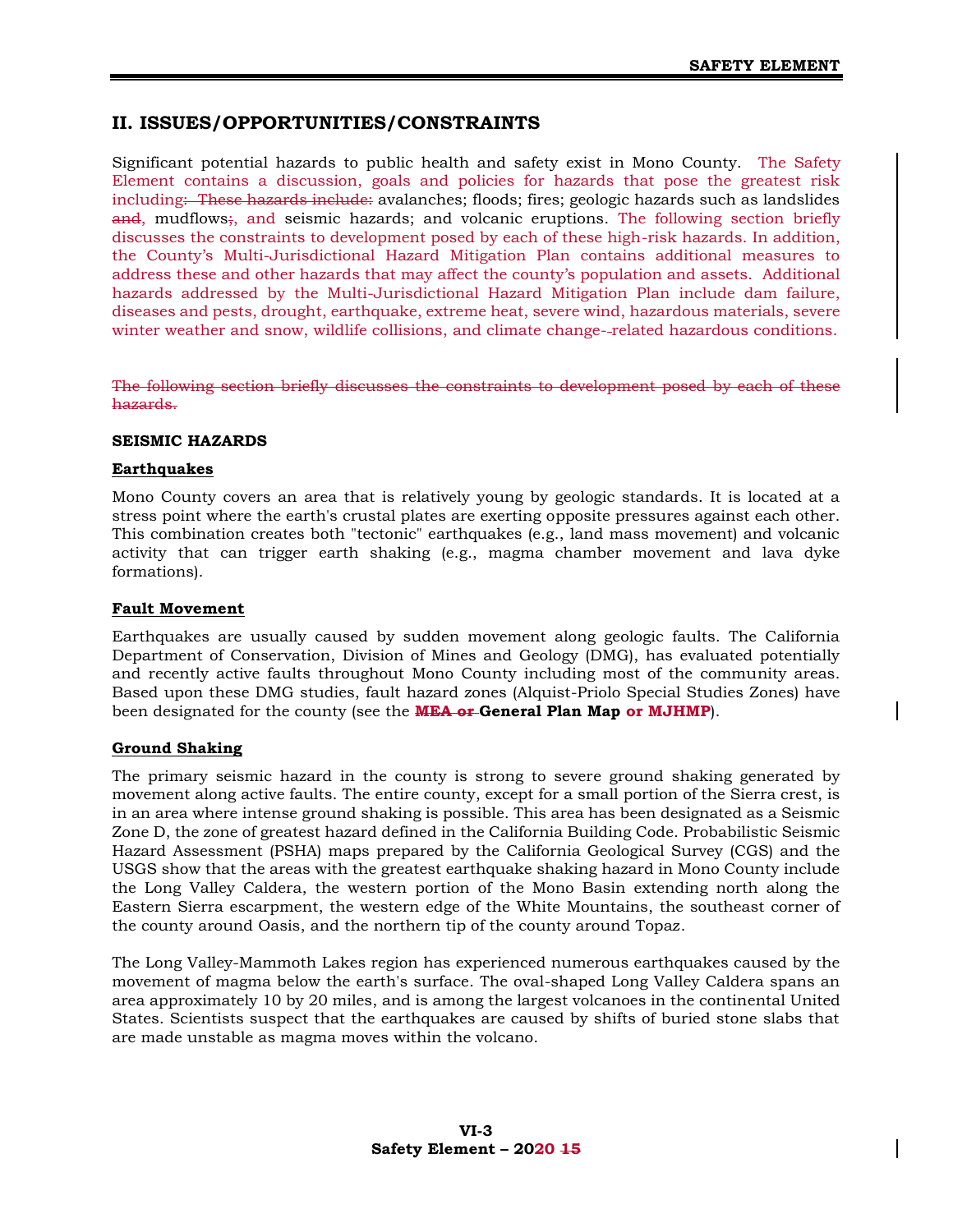## II. ISSUES/OPPORTUNITIES/CONSTRAINTS

Significant potential hazards to public health and safety exist in Mono County. The Safety Element contains a discussion, goals and policies for hazards that pose the greatest risk including: ~~These hazards include:~~ avalanches; floods; fires; geologic hazards such as landslides ~~and~~, mudflows~~;~~, and seismic hazards; and volcanic eruptions. The following section briefly discusses the constraints to development posed by each of these high-risk hazards. In addition, the County's Multi-Jurisdictional Hazard Mitigation Plan contains additional measures to address these and other hazards that may affect the county's population and assets. Additional hazards addressed by the Multi-Jurisdictional Hazard Mitigation Plan include dam failure, diseases and pests, drought, earthquake, extreme heat, severe wind, hazardous materials, severe winter weather and snow, wildlife collisions, and climate change-related hazardous conditions.

~~The following section briefly discusses the constraints to development posed by each of these hazards.~~

**SEISMIC HAZARDS**

**Earthquakes**

Mono County covers an area that is relatively young by geologic standards. It is located at a stress point where the earth's crustal plates are exerting opposite pressures against each other. This combination creates both "tectonic" earthquakes (e.g., land mass movement) and volcanic activity that can trigger earth shaking (e.g., magma chamber movement and lava dyke formations).

**Fault Movement**

Earthquakes are usually caused by sudden movement along geologic faults. The California Department of Conservation, Division of Mines and Geology (DMG), has evaluated potentially and recently active faults throughout Mono County including most of the community areas. Based upon these DMG studies, fault hazard zones (Alquist-Priolo Special Studies Zones) have been designated for the county (see the ~~**MEA or**~~ **General Plan Map or MJHMP**).

**Ground Shaking**

The primary seismic hazard in the county is strong to severe ground shaking generated by movement along active faults. The entire county, except for a small portion of the Sierra crest, is in an area where intense ground shaking is possible. This area has been designated as a Seismic Zone D, the zone of greatest hazard defined in the California Building Code. Probabilistic Seismic Hazard Assessment (PSHA) maps prepared by the California Geological Survey (CGS) and the USGS show that the areas with the greatest earthquake shaking hazard in Mono County include the Long Valley Caldera, the western portion of the Mono Basin extending north along the Eastern Sierra escarpment, the western edge of the White Mountains, the southeast corner of the county around Oasis, and the northern tip of the county around Topaz.

The Long Valley-Mammoth Lakes region has experienced numerous earthquakes caused by the movement of magma below the earth's surface. The oval-shaped Long Valley Caldera spans an area approximately 10 by 20 miles, and is among the largest volcanoes in the continental United States. Scientists suspect that the earthquakes are caused by shifts of buried stone slabs that are made unstable as magma moves within the volcano.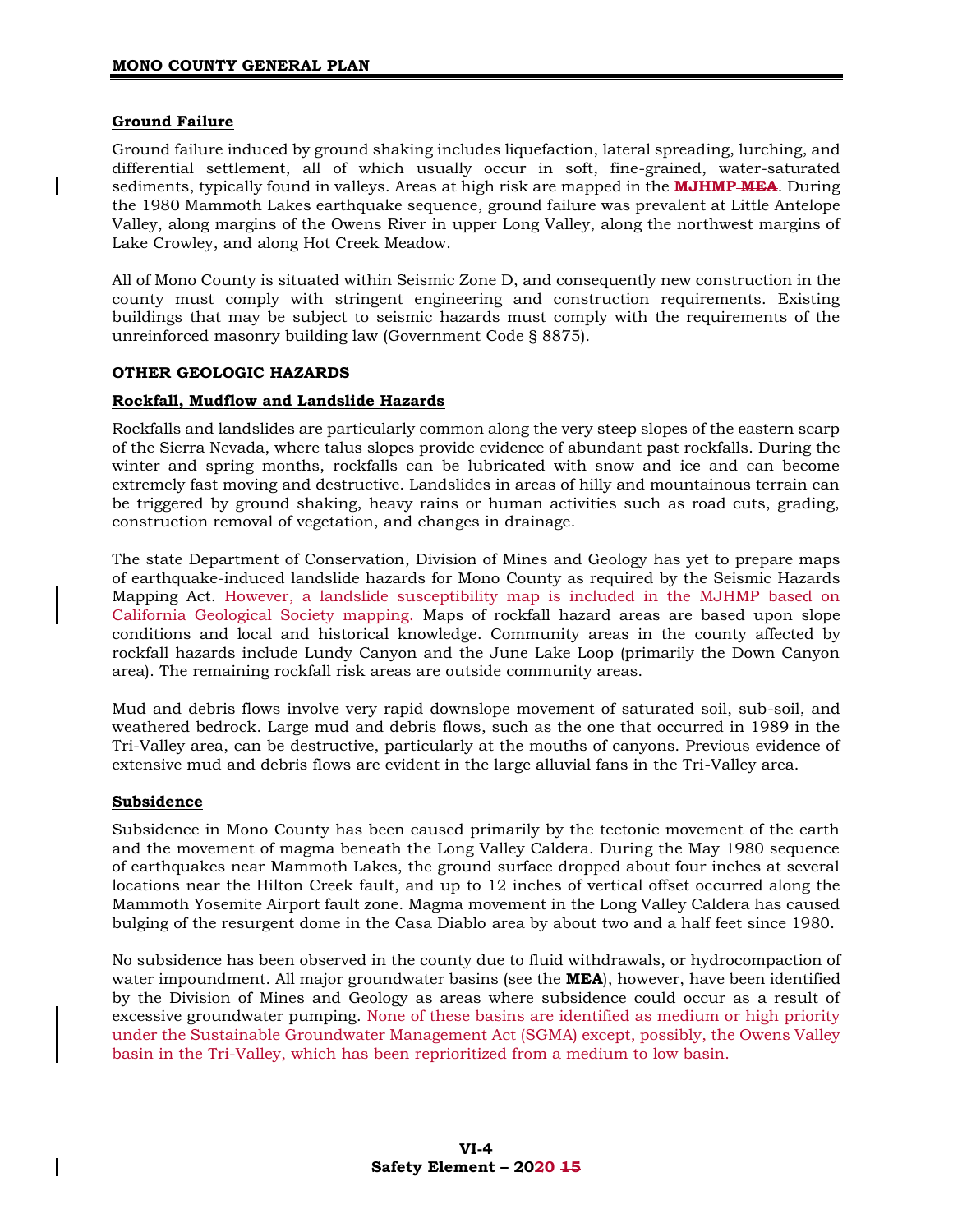## Ground Failure

Ground failure induced by ground shaking includes liquefaction, lateral spreading, lurching, and differential settlement, all of which usually occur in soft, fine-grained, water-saturated sediments, typically found in valleys. Areas at high risk are mapped in the **MJHMP** ~~**MEA**~~. During the 1980 Mammoth Lakes earthquake sequence, ground failure was prevalent at Little Antelope Valley, along margins of the Owens River in upper Long Valley, along the northwest margins of Lake Crowley, and along Hot Creek Meadow.

All of Mono County is situated within Seismic Zone D, and consequently new construction in the county must comply with stringent engineering and construction requirements. Existing buildings that may be subject to seismic hazards must comply with the requirements of the unreinforced masonry building law (Government Code § 8875).

### OTHER GEOLOGIC HAZARDS

## Rockfall, Mudflow and Landslide Hazards

Rockfalls and landslides are particularly common along the very steep slopes of the eastern scarp of the Sierra Nevada, where talus slopes provide evidence of abundant past rockfalls. During the winter and spring months, rockfalls can be lubricated with snow and ice and can become extremely fast moving and destructive. Landslides in areas of hilly and mountainous terrain can be triggered by ground shaking, heavy rains or human activities such as road cuts, grading, construction removal of vegetation, and changes in drainage.

The state Department of Conservation, Division of Mines and Geology has yet to prepare maps of earthquake-induced landslide hazards for Mono County as required by the Seismic Hazards Mapping Act. However, a landslide susceptibility map is included in the MJHMP based on California Geological Society mapping. Maps of rockfall hazard areas are based upon slope conditions and local and historical knowledge. Community areas in the county affected by rockfall hazards include Lundy Canyon and the June Lake Loop (primarily the Down Canyon area). The remaining rockfall risk areas are outside community areas.

Mud and debris flows involve very rapid downslope movement of saturated soil, sub-soil, and weathered bedrock. Large mud and debris flows, such as the one that occurred in 1989 in the Tri-Valley area, can be destructive, particularly at the mouths of canyons. Previous evidence of extensive mud and debris flows are evident in the large alluvial fans in the Tri-Valley area.

## Subsidence

Subsidence in Mono County has been caused primarily by the tectonic movement of the earth and the movement of magma beneath the Long Valley Caldera. During the May 1980 sequence of earthquakes near Mammoth Lakes, the ground surface dropped about four inches at several locations near the Hilton Creek fault, and up to 12 inches of vertical offset occurred along the Mammoth Yosemite Airport fault zone. Magma movement in the Long Valley Caldera has caused bulging of the resurgent dome in the Casa Diablo area by about two and a half feet since 1980.

No subsidence has been observed in the county due to fluid withdrawals, or hydrocompaction of water impoundment. All major groundwater basins (see the **MEA**), however, have been identified by the Division of Mines and Geology as areas where subsidence could occur as a result of excessive groundwater pumping. None of these basins are identified as medium or high priority under the Sustainable Groundwater Management Act (SGMA) except, possibly, the Owens Valley basin in the Tri-Valley, which has been reprioritized from a medium to low basin.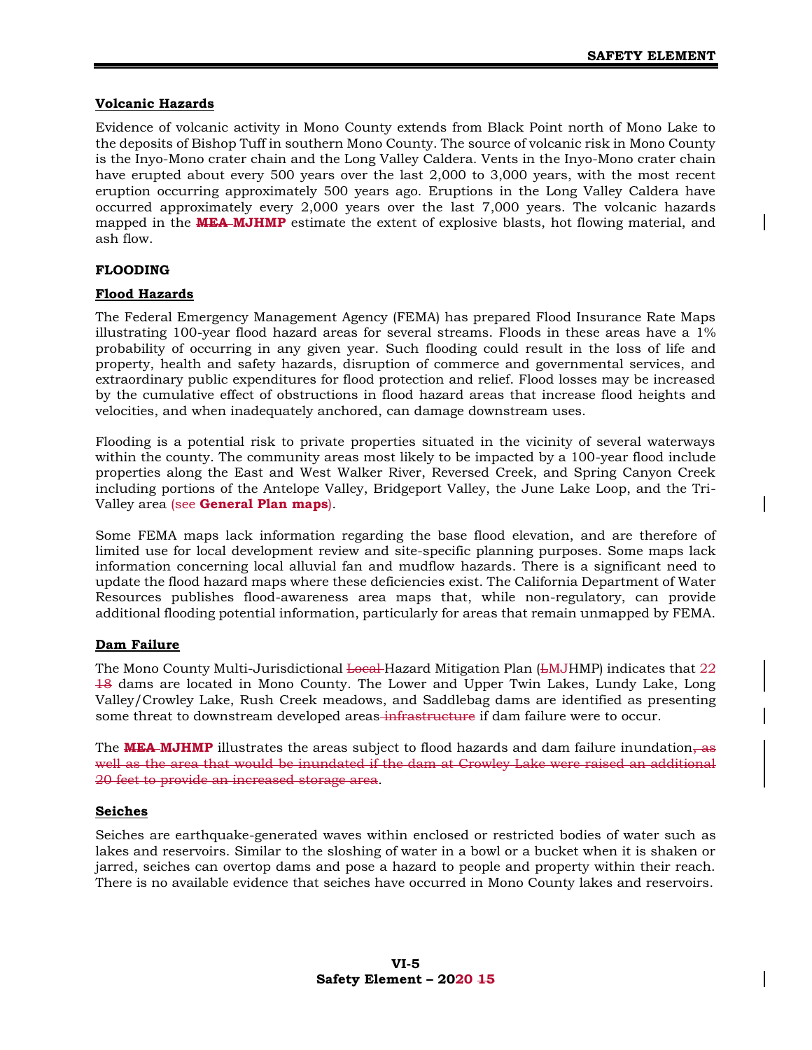**Volcanic Hazards**

Evidence of volcanic activity in Mono County extends from Black Point north of Mono Lake to the deposits of Bishop Tuff in southern Mono County. The source of volcanic risk in Mono County is the Inyo-Mono crater chain and the Long Valley Caldera. Vents in the Inyo-Mono crater chain have erupted about every 500 years over the last 2,000 to 3,000 years, with the most recent eruption occurring approximately 500 years ago. Eruptions in the Long Valley Caldera have occurred approximately every 2,000 years over the last 7,000 years. The volcanic hazards mapped in the ~~**MEA**~~ **MJHMP** estimate the extent of explosive blasts, hot flowing material, and ash flow.

**FLOODING**

**Flood Hazards**

The Federal Emergency Management Agency (FEMA) has prepared Flood Insurance Rate Maps illustrating 100-year flood hazard areas for several streams. Floods in these areas have a 1% probability of occurring in any given year. Such flooding could result in the loss of life and property, health and safety hazards, disruption of commerce and governmental services, and extraordinary public expenditures for flood protection and relief. Flood losses may be increased by the cumulative effect of obstructions in flood hazard areas that increase flood heights and velocities, and when inadequately anchored, can damage downstream uses.

Flooding is a potential risk to private properties situated in the vicinity of several waterways within the county. The community areas most likely to be impacted by a 100-year flood include properties along the East and West Walker River, Reversed Creek, and Spring Canyon Creek including portions of the Antelope Valley, Bridgeport Valley, the June Lake Loop, and the Tri-Valley area (see **General Plan maps**).

Some FEMA maps lack information regarding the base flood elevation, and are therefore of limited use for local development review and site-specific planning purposes. Some maps lack information concerning local alluvial fan and mudflow hazards. There is a significant need to update the flood hazard maps where these deficiencies exist. The California Department of Water Resources publishes flood-awareness area maps that, while non-regulatory, can provide additional flooding potential information, particularly for areas that remain unmapped by FEMA.

**Dam Failure**

The Mono County Multi-Jurisdictional ~~Local~~ Hazard Mitigation Plan (~~L~~MJHMP) indicates that 22 ~~18~~ dams are located in Mono County. The Lower and Upper Twin Lakes, Lundy Lake, Long Valley/Crowley Lake, Rush Creek meadows, and Saddlebag dams are identified as presenting some threat to downstream developed areas ~~infrastructure~~ if dam failure were to occur.

The ~~**MEA**~~ **MJHMP** illustrates the areas subject to flood hazards and dam failure inundation~~, as well as the area that would be inundated if the dam at Crowley Lake were raised an additional 20 feet to provide an increased storage area~~.

**Seiches**

Seiches are earthquake-generated waves within enclosed or restricted bodies of water such as lakes and reservoirs. Similar to the sloshing of water in a bowl or a bucket when it is shaken or jarred, seiches can overtop dams and pose a hazard to people and property within their reach. There is no available evidence that seiches have occurred in Mono County lakes and reservoirs.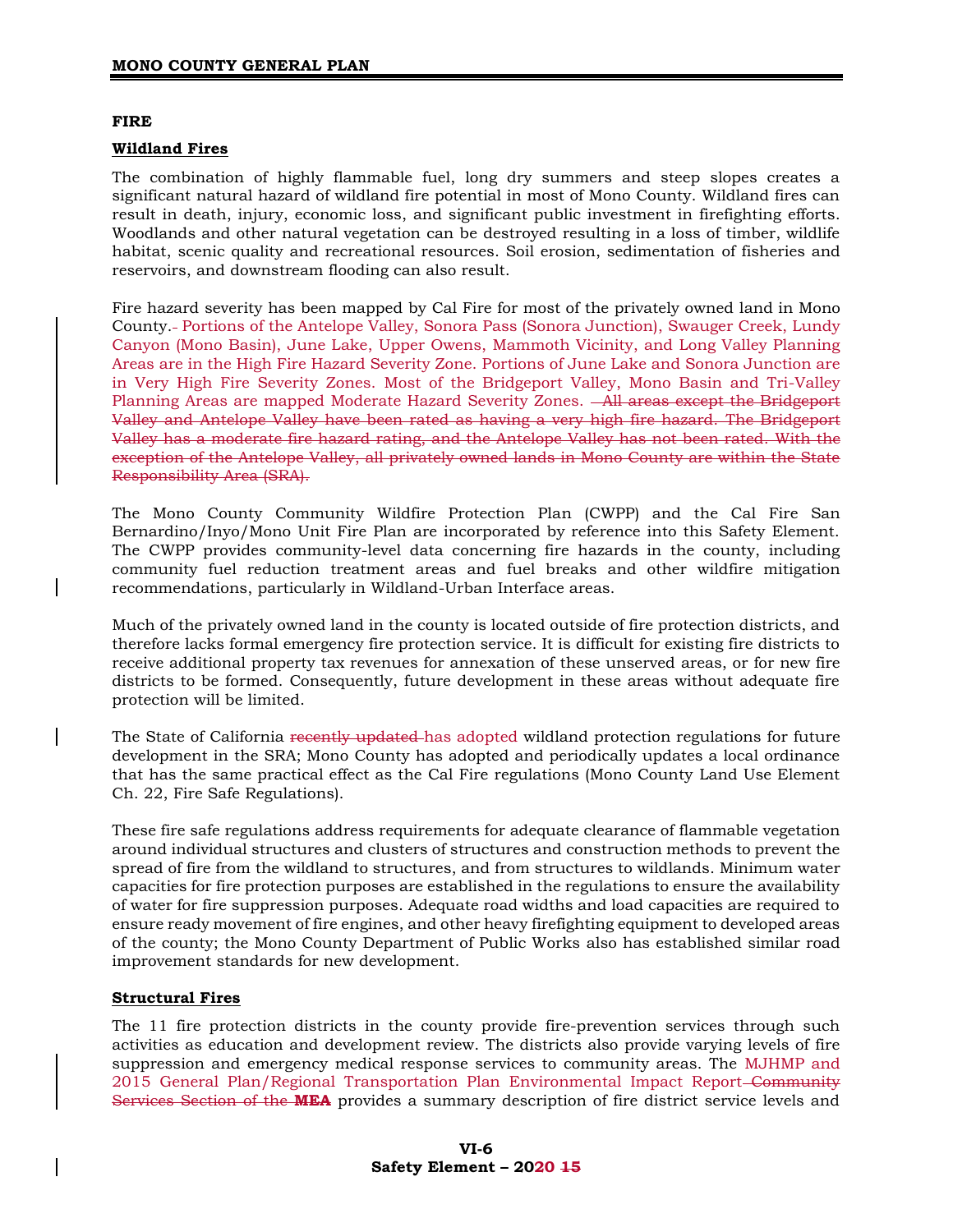## FIRE

### Wildland Fires

The combination of highly flammable fuel, long dry summers and steep slopes creates a significant natural hazard of wildland fire potential in most of Mono County. Wildland fires can result in death, injury, economic loss, and significant public investment in firefighting efforts. Woodlands and other natural vegetation can be destroyed resulting in a loss of timber, wildlife habitat, scenic quality and recreational resources. Soil erosion, sedimentation of fisheries and reservoirs, and downstream flooding can also result.

Fire hazard severity has been mapped by Cal Fire for most of the privately owned land in Mono County. ~~-~~ Portions of the Antelope Valley, Sonora Pass (Sonora Junction), Swauger Creek, Lundy Canyon (Mono Basin), June Lake, Upper Owens, Mammoth Vicinity, and Long Valley Planning Areas are in the High Fire Hazard Severity Zone. Portions of June Lake and Sonora Junction are in Very High Fire Severity Zones. Most of the Bridgeport Valley, Mono Basin and Tri-Valley Planning Areas are mapped Moderate Hazard Severity Zones. ~~All areas except the Bridgeport Valley and Antelope Valley have been rated as having a very high fire hazard. The Bridgeport Valley has a moderate fire hazard rating, and the Antelope Valley has not been rated. With the exception of the Antelope Valley, all privately owned lands in Mono County are within the State Responsibility Area (SRA).~~

The Mono County Community Wildfire Protection Plan (CWPP) and the Cal Fire San Bernardino/Inyo/Mono Unit Fire Plan are incorporated by reference into this Safety Element. The CWPP provides community-level data concerning fire hazards in the county, including community fuel reduction treatment areas and fuel breaks and other wildfire mitigation recommendations, particularly in Wildland-Urban Interface areas.

Much of the privately owned land in the county is located outside of fire protection districts, and therefore lacks formal emergency fire protection service. It is difficult for existing fire districts to receive additional property tax revenues for annexation of these unserved areas, or for new fire districts to be formed. Consequently, future development in these areas without adequate fire protection will be limited.

The State of California ~~recently updated~~ has adopted wildland protection regulations for future development in the SRA; Mono County has adopted and periodically updates a local ordinance that has the same practical effect as the Cal Fire regulations (Mono County Land Use Element Ch. 22, Fire Safe Regulations).

These fire safe regulations address requirements for adequate clearance of flammable vegetation around individual structures and clusters of structures and construction methods to prevent the spread of fire from the wildland to structures, and from structures to wildlands. Minimum water capacities for fire protection purposes are established in the regulations to ensure the availability of water for fire suppression purposes. Adequate road widths and load capacities are required to ensure ready movement of fire engines, and other heavy firefighting equipment to developed areas of the county; the Mono County Department of Public Works also has established similar road improvement standards for new development.

### Structural Fires

The 11 fire protection districts in the county provide fire-prevention services through such activities as education and development review. The districts also provide varying levels of fire suppression and emergency medical response services to community areas. The MJHMP and 2015 General Plan/Regional Transportation Plan Environmental Impact Report ~~Community Services Section of the **MEA**~~ provides a summary description of fire district service levels and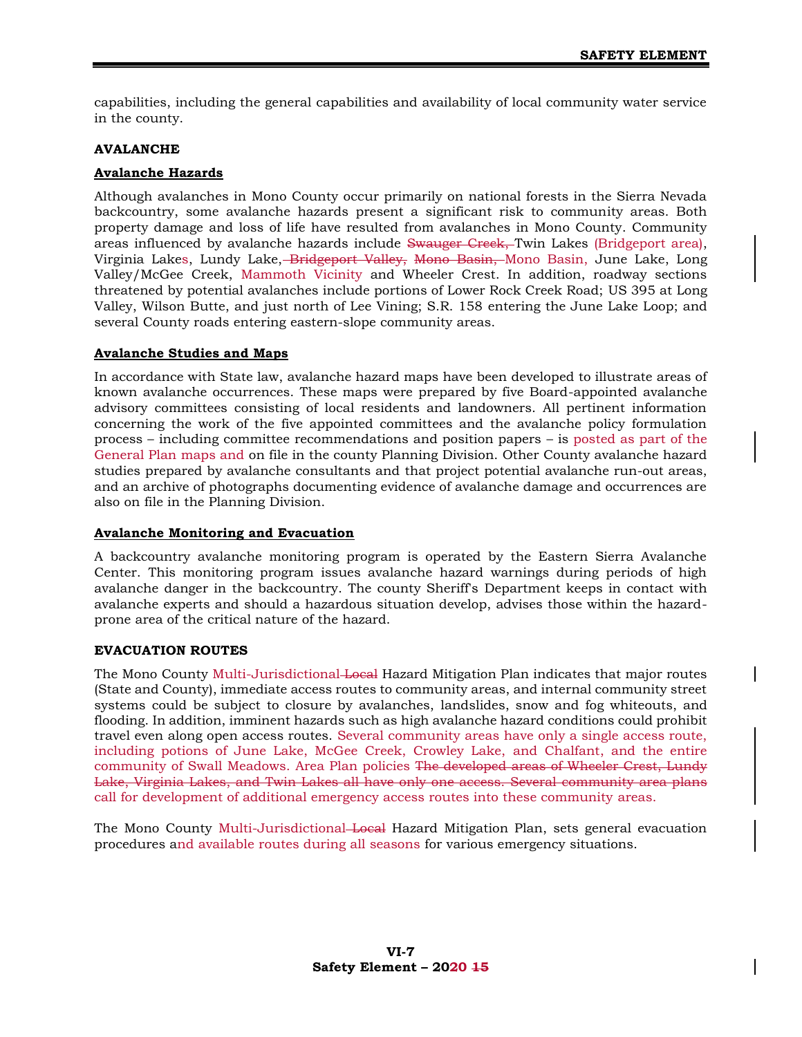capabilities, including the general capabilities and availability of local community water service in the county.

**AVALANCHE**

**Avalanche Hazards**

Although avalanches in Mono County occur primarily on national forests in the Sierra Nevada backcountry, some avalanche hazards present a significant risk to community areas. Both property damage and loss of life have resulted from avalanches in Mono County. Community areas influenced by avalanche hazards include ~~Swauger Creek,~~ Twin Lakes (Bridgeport area), Virginia Lakes, Lundy Lake, ~~Bridgeport Valley, Mono Basin,~~ Mono Basin, June Lake, Long Valley/McGee Creek, Mammoth Vicinity and Wheeler Crest. In addition, roadway sections threatened by potential avalanches include portions of Lower Rock Creek Road; US 395 at Long Valley, Wilson Butte, and just north of Lee Vining; S.R. 158 entering the June Lake Loop; and several County roads entering eastern-slope community areas.

**Avalanche Studies and Maps**

In accordance with State law, avalanche hazard maps have been developed to illustrate areas of known avalanche occurrences. These maps were prepared by five Board-appointed avalanche advisory committees consisting of local residents and landowners. All pertinent information concerning the work of the five appointed committees and the avalanche policy formulation process – including committee recommendations and position papers – is posted as part of the General Plan maps and on file in the county Planning Division. Other County avalanche hazard studies prepared by avalanche consultants and that project potential avalanche run-out areas, and an archive of photographs documenting evidence of avalanche damage and occurrences are also on file in the Planning Division.

**Avalanche Monitoring and Evacuation**

A backcountry avalanche monitoring program is operated by the Eastern Sierra Avalanche Center. This monitoring program issues avalanche hazard warnings during periods of high avalanche danger in the backcountry. The county Sheriff's Department keeps in contact with avalanche experts and should a hazardous situation develop, advises those within the hazard-prone area of the critical nature of the hazard.

**EVACUATION ROUTES**

The Mono County Multi-Jurisdictional ~~Local~~ Hazard Mitigation Plan indicates that major routes (State and County), immediate access routes to community areas, and internal community street systems could be subject to closure by avalanches, landslides, snow and fog whiteouts, and flooding. In addition, imminent hazards such as high avalanche hazard conditions could prohibit travel even along open access routes. Several community areas have only a single access route, including potions of June Lake, McGee Creek, Crowley Lake, and Chalfant, and the entire community of Swall Meadows. Area Plan policies ~~The developed areas of Wheeler Crest, Lundy Lake, Virginia Lakes, and Twin Lakes all have only one access. Several community area plans~~ call for development of additional emergency access routes into these community areas.

The Mono County Multi-Jurisdictional ~~Local~~ Hazard Mitigation Plan, sets general evacuation procedures and available routes during all seasons for various emergency situations.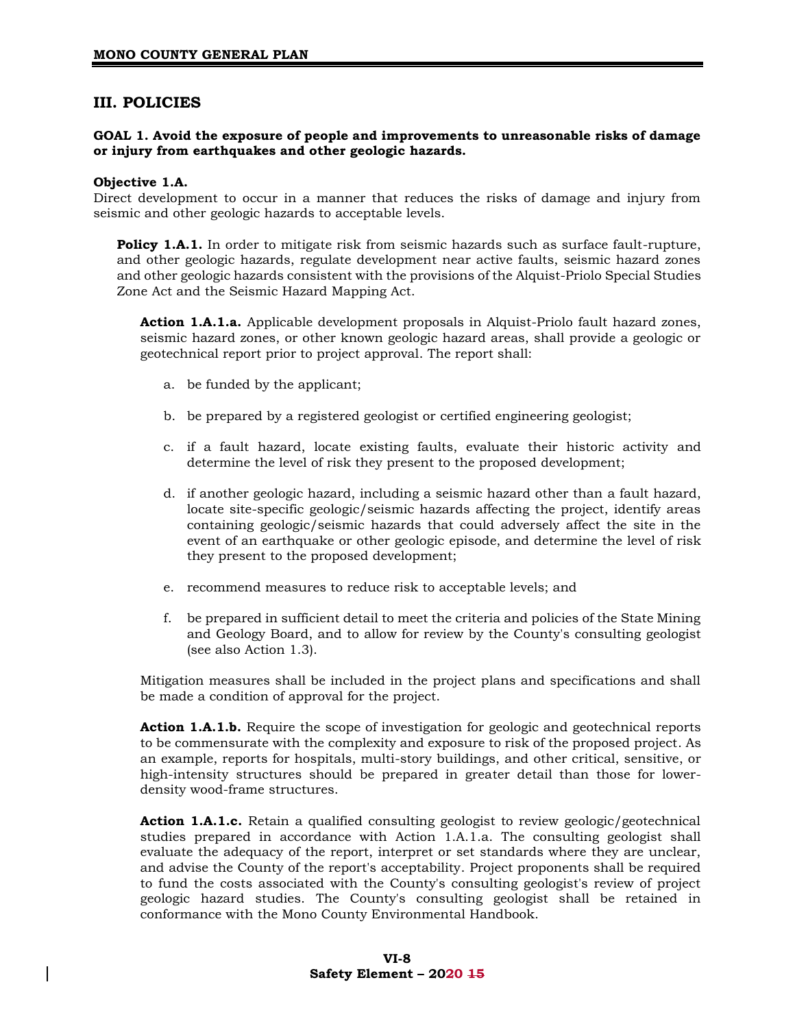## III. POLICIES

**GOAL 1. Avoid the exposure of people and improvements to unreasonable risks of damage or injury from earthquakes and other geologic hazards.**

**Objective 1.A.**
Direct development to occur in a manner that reduces the risks of damage and injury from seismic and other geologic hazards to acceptable levels.

**Policy 1.A.1.** In order to mitigate risk from seismic hazards such as surface fault-rupture, and other geologic hazards, regulate development near active faults, seismic hazard zones and other geologic hazards consistent with the provisions of the Alquist-Priolo Special Studies Zone Act and the Seismic Hazard Mapping Act.

**Action 1.A.1.a.** Applicable development proposals in Alquist-Priolo fault hazard zones, seismic hazard zones, or other known geologic hazard areas, shall provide a geologic or geotechnical report prior to project approval. The report shall:

a. be funded by the applicant;

b. be prepared by a registered geologist or certified engineering geologist;

c. if a fault hazard, locate existing faults, evaluate their historic activity and determine the level of risk they present to the proposed development;

d. if another geologic hazard, including a seismic hazard other than a fault hazard, locate site-specific geologic/seismic hazards affecting the project, identify areas containing geologic/seismic hazards that could adversely affect the site in the event of an earthquake or other geologic episode, and determine the level of risk they present to the proposed development;

e. recommend measures to reduce risk to acceptable levels; and

f. be prepared in sufficient detail to meet the criteria and policies of the State Mining and Geology Board, and to allow for review by the County's consulting geologist (see also Action 1.3).

Mitigation measures shall be included in the project plans and specifications and shall be made a condition of approval for the project.

**Action 1.A.1.b.** Require the scope of investigation for geologic and geotechnical reports to be commensurate with the complexity and exposure to risk of the proposed project. As an example, reports for hospitals, multi-story buildings, and other critical, sensitive, or high-intensity structures should be prepared in greater detail than those for lower-density wood-frame structures.

**Action 1.A.1.c.** Retain a qualified consulting geologist to review geologic/geotechnical studies prepared in accordance with Action 1.A.1.a. The consulting geologist shall evaluate the adequacy of the report, interpret or set standards where they are unclear, and advise the County of the report's acceptability. Project proponents shall be required to fund the costs associated with the County's consulting geologist's review of project geologic hazard studies. The County's consulting geologist shall be retained in conformance with the Mono County Environmental Handbook.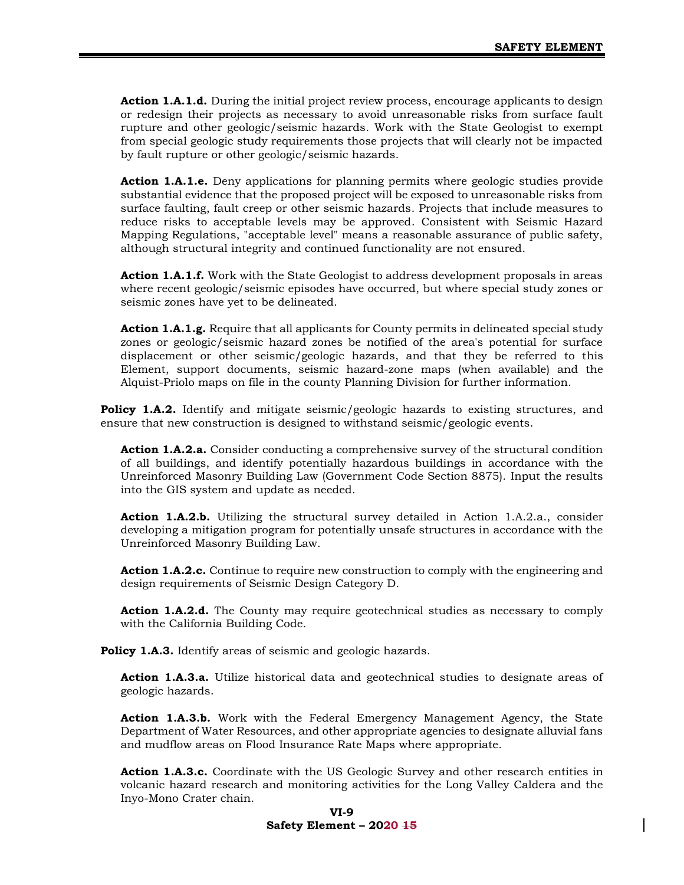**Action 1.A.1.d.** During the initial project review process, encourage applicants to design or redesign their projects as necessary to avoid unreasonable risks from surface fault rupture and other geologic/seismic hazards. Work with the State Geologist to exempt from special geologic study requirements those projects that will clearly not be impacted by fault rupture or other geologic/seismic hazards.

**Action 1.A.1.e.** Deny applications for planning permits where geologic studies provide substantial evidence that the proposed project will be exposed to unreasonable risks from surface faulting, fault creep or other seismic hazards. Projects that include measures to reduce risks to acceptable levels may be approved. Consistent with Seismic Hazard Mapping Regulations, "acceptable level" means a reasonable assurance of public safety, although structural integrity and continued functionality are not ensured.

**Action 1.A.1.f.** Work with the State Geologist to address development proposals in areas where recent geologic/seismic episodes have occurred, but where special study zones or seismic zones have yet to be delineated.

**Action 1.A.1.g.** Require that all applicants for County permits in delineated special study zones or geologic/seismic hazard zones be notified of the area's potential for surface displacement or other seismic/geologic hazards, and that they be referred to this Element, support documents, seismic hazard-zone maps (when available) and the Alquist-Priolo maps on file in the county Planning Division for further information.

**Policy 1.A.2.** Identify and mitigate seismic/geologic hazards to existing structures, and ensure that new construction is designed to withstand seismic/geologic events.

**Action 1.A.2.a.** Consider conducting a comprehensive survey of the structural condition of all buildings, and identify potentially hazardous buildings in accordance with the Unreinforced Masonry Building Law (Government Code Section 8875). Input the results into the GIS system and update as needed.

**Action 1.A.2.b.** Utilizing the structural survey detailed in Action 1.A.2.a., consider developing a mitigation program for potentially unsafe structures in accordance with the Unreinforced Masonry Building Law.

**Action 1.A.2.c.** Continue to require new construction to comply with the engineering and design requirements of Seismic Design Category D.

**Action 1.A.2.d.** The County may require geotechnical studies as necessary to comply with the California Building Code.

**Policy 1.A.3.** Identify areas of seismic and geologic hazards.

**Action 1.A.3.a.** Utilize historical data and geotechnical studies to designate areas of geologic hazards.

**Action 1.A.3.b.** Work with the Federal Emergency Management Agency, the State Department of Water Resources, and other appropriate agencies to designate alluvial fans and mudflow areas on Flood Insurance Rate Maps where appropriate.

**Action 1.A.3.c.** Coordinate with the US Geologic Survey and other research entities in volcanic hazard research and monitoring activities for the Long Valley Caldera and the Inyo-Mono Crater chain.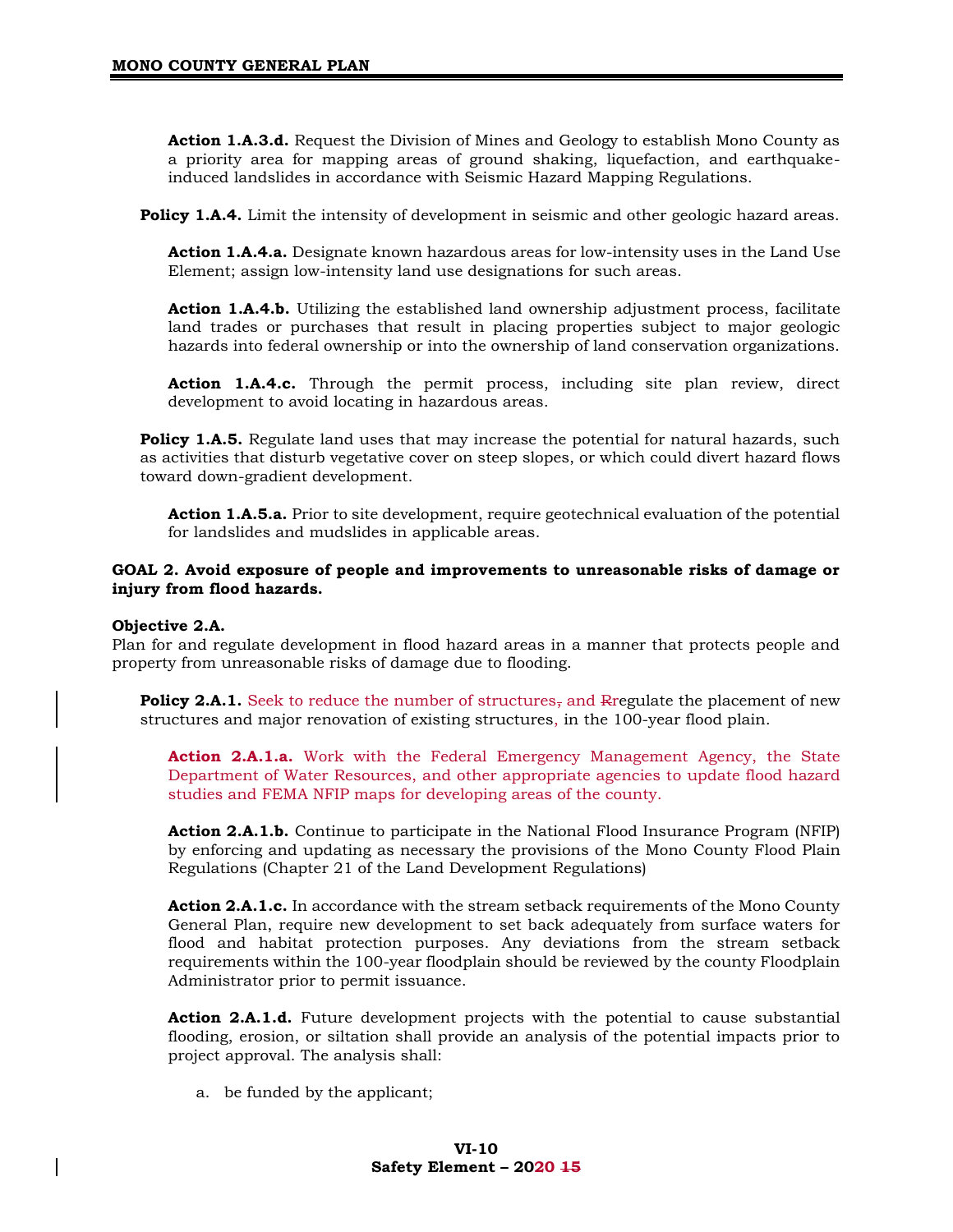**Action 1.A.3.d.** Request the Division of Mines and Geology to establish Mono County as a priority area for mapping areas of ground shaking, liquefaction, and earthquake-induced landslides in accordance with Seismic Hazard Mapping Regulations.

**Policy 1.A.4.** Limit the intensity of development in seismic and other geologic hazard areas.

**Action 1.A.4.a.** Designate known hazardous areas for low-intensity uses in the Land Use Element; assign low-intensity land use designations for such areas.

**Action 1.A.4.b.** Utilizing the established land ownership adjustment process, facilitate land trades or purchases that result in placing properties subject to major geologic hazards into federal ownership or into the ownership of land conservation organizations.

**Action 1.A.4.c.** Through the permit process, including site plan review, direct development to avoid locating in hazardous areas.

**Policy 1.A.5.** Regulate land uses that may increase the potential for natural hazards, such as activities that disturb vegetative cover on steep slopes, or which could divert hazard flows toward down-gradient development.

**Action 1.A.5.a.** Prior to site development, require geotechnical evaluation of the potential for landslides and mudslides in applicable areas.

**GOAL 2. Avoid exposure of people and improvements to unreasonable risks of damage or injury from flood hazards.**

**Objective 2.A.**

Plan for and regulate development in flood hazard areas in a manner that protects people and property from unreasonable risks of damage due to flooding.

**Policy 2.A.1.** Seek to reduce the number of structures~~,~~ and ~~R~~regulate the placement of new structures and major renovation of existing structures, in the 100-year flood plain.

**Action 2.A.1.a.** Work with the Federal Emergency Management Agency, the State Department of Water Resources, and other appropriate agencies to update flood hazard studies and FEMA NFIP maps for developing areas of the county.

**Action 2.A.1.b.** Continue to participate in the National Flood Insurance Program (NFIP) by enforcing and updating as necessary the provisions of the Mono County Flood Plain Regulations (Chapter 21 of the Land Development Regulations)

**Action 2.A.1.c.** In accordance with the stream setback requirements of the Mono County General Plan, require new development to set back adequately from surface waters for flood and habitat protection purposes. Any deviations from the stream setback requirements within the 100-year floodplain should be reviewed by the county Floodplain Administrator prior to permit issuance.

**Action 2.A.1.d.** Future development projects with the potential to cause substantial flooding, erosion, or siltation shall provide an analysis of the potential impacts prior to project approval. The analysis shall:

a. be funded by the applicant;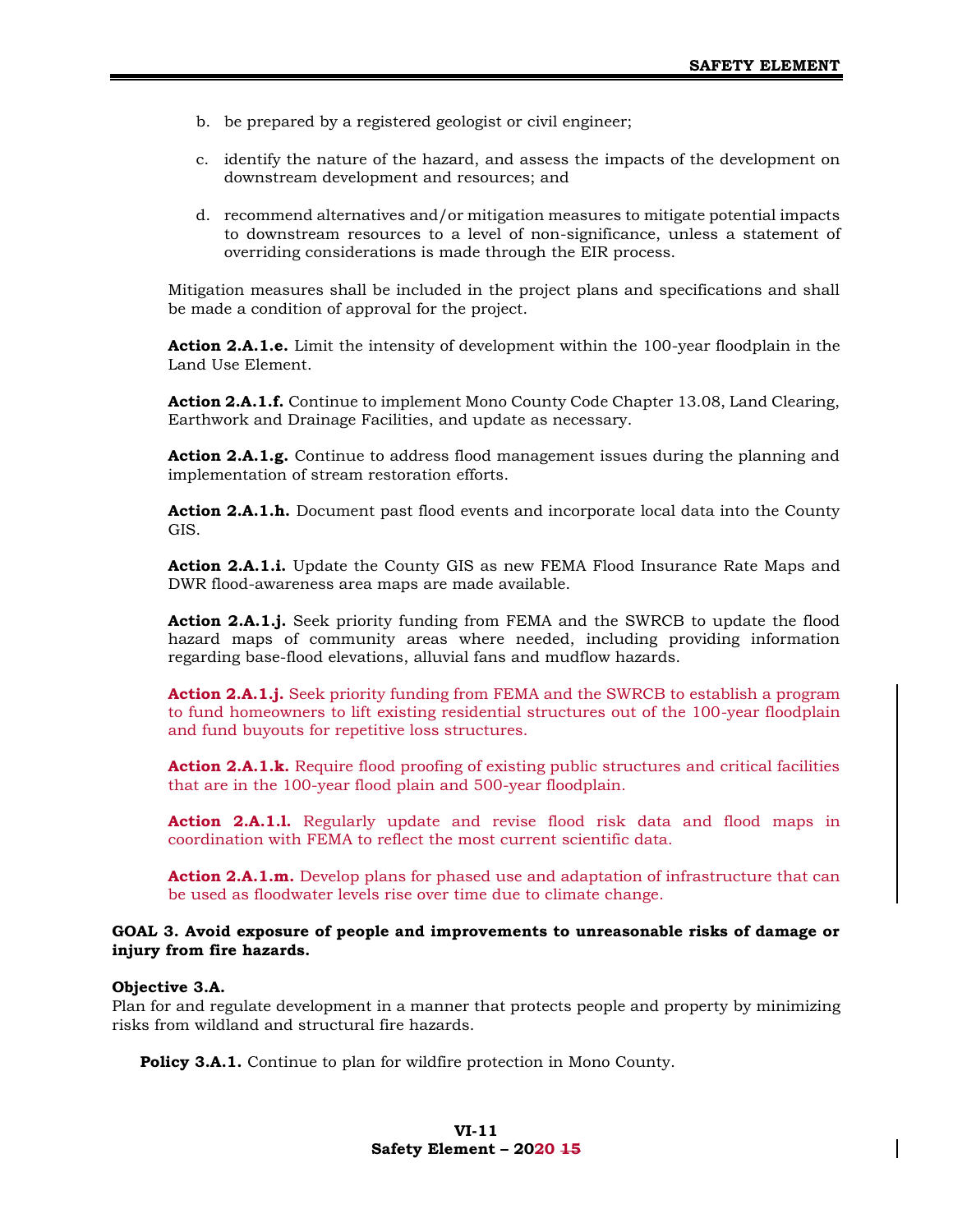b. be prepared by a registered geologist or civil engineer;

c. identify the nature of the hazard, and assess the impacts of the development on downstream development and resources; and

d. recommend alternatives and/or mitigation measures to mitigate potential impacts to downstream resources to a level of non-significance, unless a statement of overriding considerations is made through the EIR process.

Mitigation measures shall be included in the project plans and specifications and shall be made a condition of approval for the project.

**Action 2.A.1.e.** Limit the intensity of development within the 100-year floodplain in the Land Use Element.

**Action 2.A.1.f.** Continue to implement Mono County Code Chapter 13.08, Land Clearing, Earthwork and Drainage Facilities, and update as necessary.

**Action 2.A.1.g.** Continue to address flood management issues during the planning and implementation of stream restoration efforts.

**Action 2.A.1.h.** Document past flood events and incorporate local data into the County GIS.

**Action 2.A.1.i.** Update the County GIS as new FEMA Flood Insurance Rate Maps and DWR flood-awareness area maps are made available.

**Action 2.A.1.j.** Seek priority funding from FEMA and the SWRCB to update the flood hazard maps of community areas where needed, including providing information regarding base-flood elevations, alluvial fans and mudflow hazards.

**Action 2.A.1.j.** Seek priority funding from FEMA and the SWRCB to establish a program to fund homeowners to lift existing residential structures out of the 100-year floodplain and fund buyouts for repetitive loss structures.

**Action 2.A.1.k.** Require flood proofing of existing public structures and critical facilities that are in the 100-year flood plain and 500-year floodplain.

**Action 2.A.1.l.** Regularly update and revise flood risk data and flood maps in coordination with FEMA to reflect the most current scientific data.

**Action 2.A.1.m.** Develop plans for phased use and adaptation of infrastructure that can be used as floodwater levels rise over time due to climate change.

**GOAL 3. Avoid exposure of people and improvements to unreasonable risks of damage or injury from fire hazards.**

**Objective 3.A.**

Plan for and regulate development in a manner that protects people and property by minimizing risks from wildland and structural fire hazards.

**Policy 3.A.1.** Continue to plan for wildfire protection in Mono County.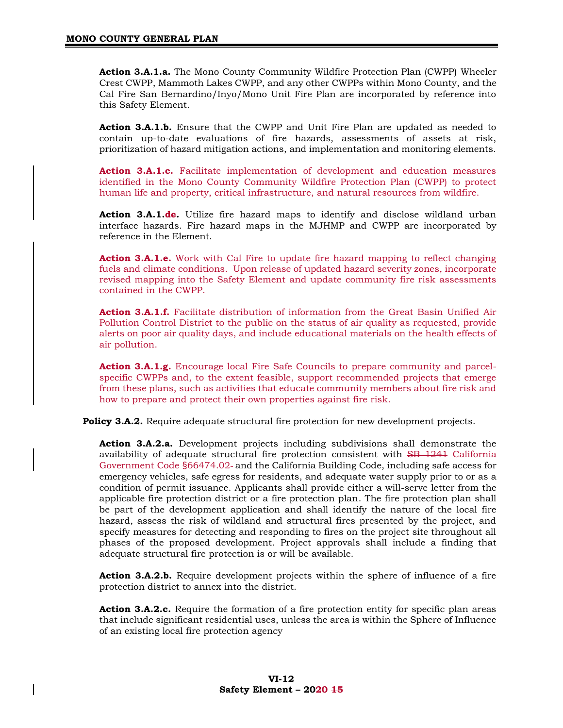**Action 3.A.1.a.** The Mono County Community Wildfire Protection Plan (CWPP) Wheeler Crest CWPP, Mammoth Lakes CWPP, and any other CWPPs within Mono County, and the Cal Fire San Bernardino/Inyo/Mono Unit Fire Plan are incorporated by reference into this Safety Element.

**Action 3.A.1.b.** Ensure that the CWPP and Unit Fire Plan are updated as needed to contain up-to-date evaluations of fire hazards, assessments of assets at risk, prioritization of hazard mitigation actions, and implementation and monitoring elements.

**Action 3.A.1.c.** Facilitate implementation of development and education measures identified in the Mono County Community Wildfire Protection Plan (CWPP) to protect human life and property, critical infrastructure, and natural resources from wildfire.

**Action 3.A.1.de.** Utilize fire hazard maps to identify and disclose wildland urban interface hazards. Fire hazard maps in the MJHMP and CWPP are incorporated by reference in the Element.

**Action 3.A.1.e.** Work with Cal Fire to update fire hazard mapping to reflect changing fuels and climate conditions. Upon release of updated hazard severity zones, incorporate revised mapping into the Safety Element and update community fire risk assessments contained in the CWPP.

**Action 3.A.1.f.** Facilitate distribution of information from the Great Basin Unified Air Pollution Control District to the public on the status of air quality as requested, provide alerts on poor air quality days, and include educational materials on the health effects of air pollution.

**Action 3.A.1.g.** Encourage local Fire Safe Councils to prepare community and parcel-specific CWPPs and, to the extent feasible, support recommended projects that emerge from these plans, such as activities that educate community members about fire risk and how to prepare and protect their own properties against fire risk.

**Policy 3.A.2.** Require adequate structural fire protection for new development projects.

**Action 3.A.2.a.** Development projects including subdivisions shall demonstrate the availability of adequate structural fire protection consistent with ~~SB 1241~~ California Government Code §66474.02 and the California Building Code, including safe access for emergency vehicles, safe egress for residents, and adequate water supply prior to or as a condition of permit issuance. Applicants shall provide either a will-serve letter from the applicable fire protection district or a fire protection plan. The fire protection plan shall be part of the development application and shall identify the nature of the local fire hazard, assess the risk of wildland and structural fires presented by the project, and specify measures for detecting and responding to fires on the project site throughout all phases of the proposed development. Project approvals shall include a finding that adequate structural fire protection is or will be available.

**Action 3.A.2.b.** Require development projects within the sphere of influence of a fire protection district to annex into the district.

**Action 3.A.2.c.** Require the formation of a fire protection entity for specific plan areas that include significant residential uses, unless the area is within the Sphere of Influence of an existing local fire protection agency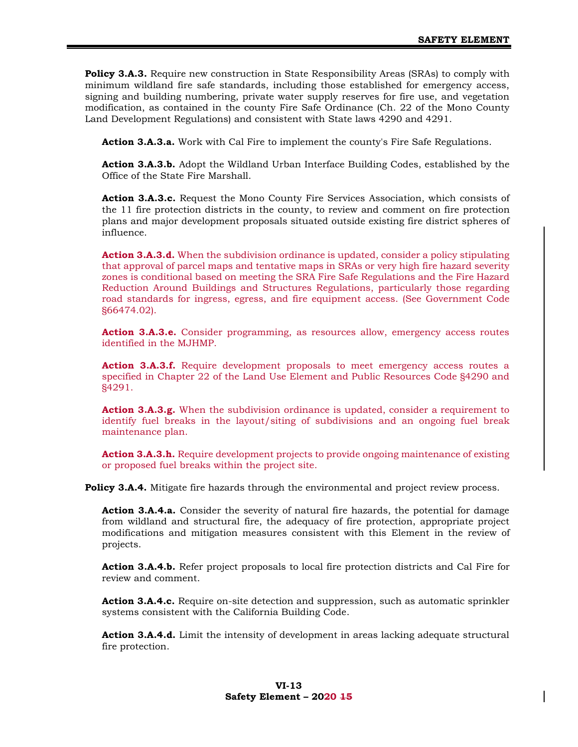**Policy 3.A.3.** Require new construction in State Responsibility Areas (SRAs) to comply with minimum wildland fire safe standards, including those established for emergency access, signing and building numbering, private water supply reserves for fire use, and vegetation modification, as contained in the county Fire Safe Ordinance (Ch. 22 of the Mono County Land Development Regulations) and consistent with State laws 4290 and 4291.

**Action 3.A.3.a.** Work with Cal Fire to implement the county's Fire Safe Regulations.

**Action 3.A.3.b.** Adopt the Wildland Urban Interface Building Codes, established by the Office of the State Fire Marshall.

**Action 3.A.3.c.** Request the Mono County Fire Services Association, which consists of the 11 fire protection districts in the county, to review and comment on fire protection plans and major development proposals situated outside existing fire district spheres of influence.

**Action 3.A.3.d.** When the subdivision ordinance is updated, consider a policy stipulating that approval of parcel maps and tentative maps in SRAs or very high fire hazard severity zones is conditional based on meeting the SRA Fire Safe Regulations and the Fire Hazard Reduction Around Buildings and Structures Regulations, particularly those regarding road standards for ingress, egress, and fire equipment access. (See Government Code §66474.02).

**Action 3.A.3.e.** Consider programming, as resources allow, emergency access routes identified in the MJHMP.

**Action 3.A.3.f.** Require development proposals to meet emergency access routes a specified in Chapter 22 of the Land Use Element and Public Resources Code §4290 and §4291.

**Action 3.A.3.g.** When the subdivision ordinance is updated, consider a requirement to identify fuel breaks in the layout/siting of subdivisions and an ongoing fuel break maintenance plan.

**Action 3.A.3.h.** Require development projects to provide ongoing maintenance of existing or proposed fuel breaks within the project site.

**Policy 3.A.4.** Mitigate fire hazards through the environmental and project review process.

**Action 3.A.4.a.** Consider the severity of natural fire hazards, the potential for damage from wildland and structural fire, the adequacy of fire protection, appropriate project modifications and mitigation measures consistent with this Element in the review of projects.

**Action 3.A.4.b.** Refer project proposals to local fire protection districts and Cal Fire for review and comment.

**Action 3.A.4.c.** Require on-site detection and suppression, such as automatic sprinkler systems consistent with the California Building Code.

**Action 3.A.4.d.** Limit the intensity of development in areas lacking adequate structural fire protection.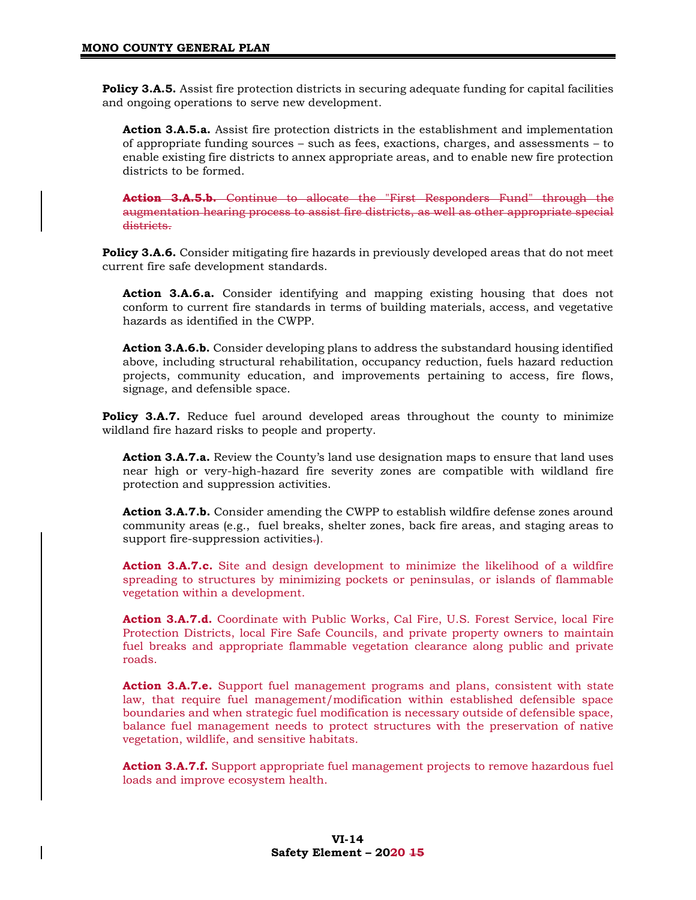**Policy 3.A.5.** Assist fire protection districts in securing adequate funding for capital facilities and ongoing operations to serve new development.

**Action 3.A.5.a.** Assist fire protection districts in the establishment and implementation of appropriate funding sources – such as fees, exactions, charges, and assessments – to enable existing fire districts to annex appropriate areas, and to enable new fire protection districts to be formed.

~~**Action 3.A.5.b.** Continue to allocate the "First Responders Fund" through the augmentation hearing process to assist fire districts, as well as other appropriate special districts.~~

**Policy 3.A.6.** Consider mitigating fire hazards in previously developed areas that do not meet current fire safe development standards.

**Action 3.A.6.a.** Consider identifying and mapping existing housing that does not conform to current fire standards in terms of building materials, access, and vegetative hazards as identified in the CWPP.

**Action 3.A.6.b.** Consider developing plans to address the substandard housing identified above, including structural rehabilitation, occupancy reduction, fuels hazard reduction projects, community education, and improvements pertaining to access, fire flows, signage, and defensible space.

**Policy 3.A.7.** Reduce fuel around developed areas throughout the county to minimize wildland fire hazard risks to people and property.

**Action 3.A.7.a.** Review the County's land use designation maps to ensure that land uses near high or very-high-hazard fire severity zones are compatible with wildland fire protection and suppression activities.

**Action 3.A.7.b.** Consider amending the CWPP to establish wildfire defense zones around community areas (e.g., fuel breaks, shelter zones, back fire areas, and staging areas to support fire-suppression activities~~.~~).

**Action 3.A.7.c.** Site and design development to minimize the likelihood of a wildfire spreading to structures by minimizing pockets or peninsulas, or islands of flammable vegetation within a development.

**Action 3.A.7.d.** Coordinate with Public Works, Cal Fire, U.S. Forest Service, local Fire Protection Districts, local Fire Safe Councils, and private property owners to maintain fuel breaks and appropriate flammable vegetation clearance along public and private roads.

**Action 3.A.7.e.** Support fuel management programs and plans, consistent with state law, that require fuel management/modification within established defensible space boundaries and when strategic fuel modification is necessary outside of defensible space, balance fuel management needs to protect structures with the preservation of native vegetation, wildlife, and sensitive habitats.

**Action 3.A.7.f.** Support appropriate fuel management projects to remove hazardous fuel loads and improve ecosystem health.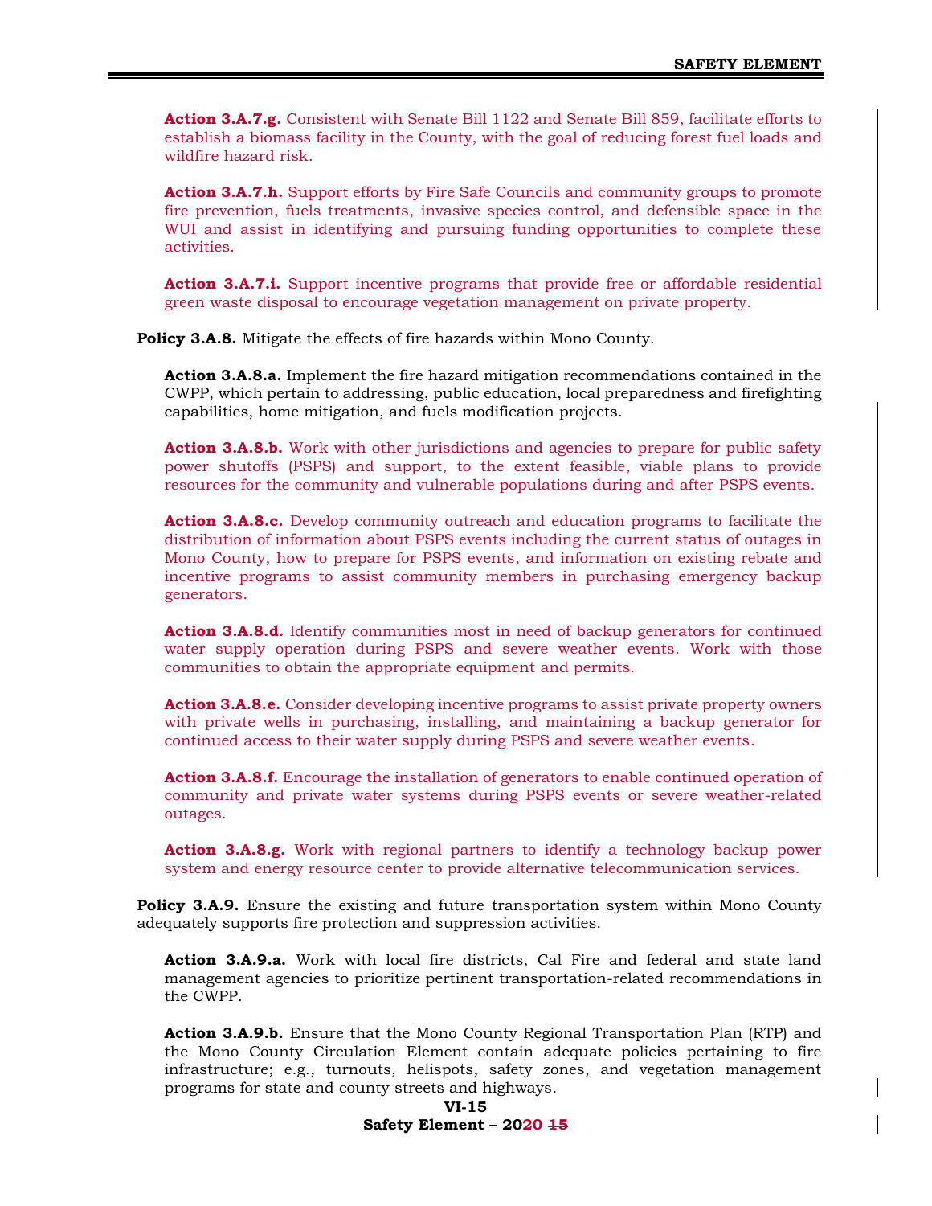**Action 3.A.7.g.** Consistent with Senate Bill 1122 and Senate Bill 859, facilitate efforts to establish a biomass facility in the County, with the goal of reducing forest fuel loads and wildfire hazard risk.

**Action 3.A.7.h.** Support efforts by Fire Safe Councils and community groups to promote fire prevention, fuels treatments, invasive species control, and defensible space in the WUI and assist in identifying and pursuing funding opportunities to complete these activities.

**Action 3.A.7.i.** Support incentive programs that provide free or affordable residential green waste disposal to encourage vegetation management on private property.

**Policy 3.A.8.** Mitigate the effects of fire hazards within Mono County.

**Action 3.A.8.a.** Implement the fire hazard mitigation recommendations contained in the CWPP, which pertain to addressing, public education, local preparedness and firefighting capabilities, home mitigation, and fuels modification projects.

**Action 3.A.8.b.** Work with other jurisdictions and agencies to prepare for public safety power shutoffs (PSPS) and support, to the extent feasible, viable plans to provide resources for the community and vulnerable populations during and after PSPS events.

**Action 3.A.8.c.** Develop community outreach and education programs to facilitate the distribution of information about PSPS events including the current status of outages in Mono County, how to prepare for PSPS events, and information on existing rebate and incentive programs to assist community members in purchasing emergency backup generators.

**Action 3.A.8.d.** Identify communities most in need of backup generators for continued water supply operation during PSPS and severe weather events. Work with those communities to obtain the appropriate equipment and permits.

**Action 3.A.8.e.** Consider developing incentive programs to assist private property owners with private wells in purchasing, installing, and maintaining a backup generator for continued access to their water supply during PSPS and severe weather events.

**Action 3.A.8.f.** Encourage the installation of generators to enable continued operation of community and private water systems during PSPS events or severe weather-related outages.

**Action 3.A.8.g.** Work with regional partners to identify a technology backup power system and energy resource center to provide alternative telecommunication services.

**Policy 3.A.9.** Ensure the existing and future transportation system within Mono County adequately supports fire protection and suppression activities.

**Action 3.A.9.a.** Work with local fire districts, Cal Fire and federal and state land management agencies to prioritize pertinent transportation-related recommendations in the CWPP.

**Action 3.A.9.b.** Ensure that the Mono County Regional Transportation Plan (RTP) and the Mono County Circulation Element contain adequate policies pertaining to fire infrastructure; e.g., turnouts, helispots, safety zones, and vegetation management programs for state and county streets and highways.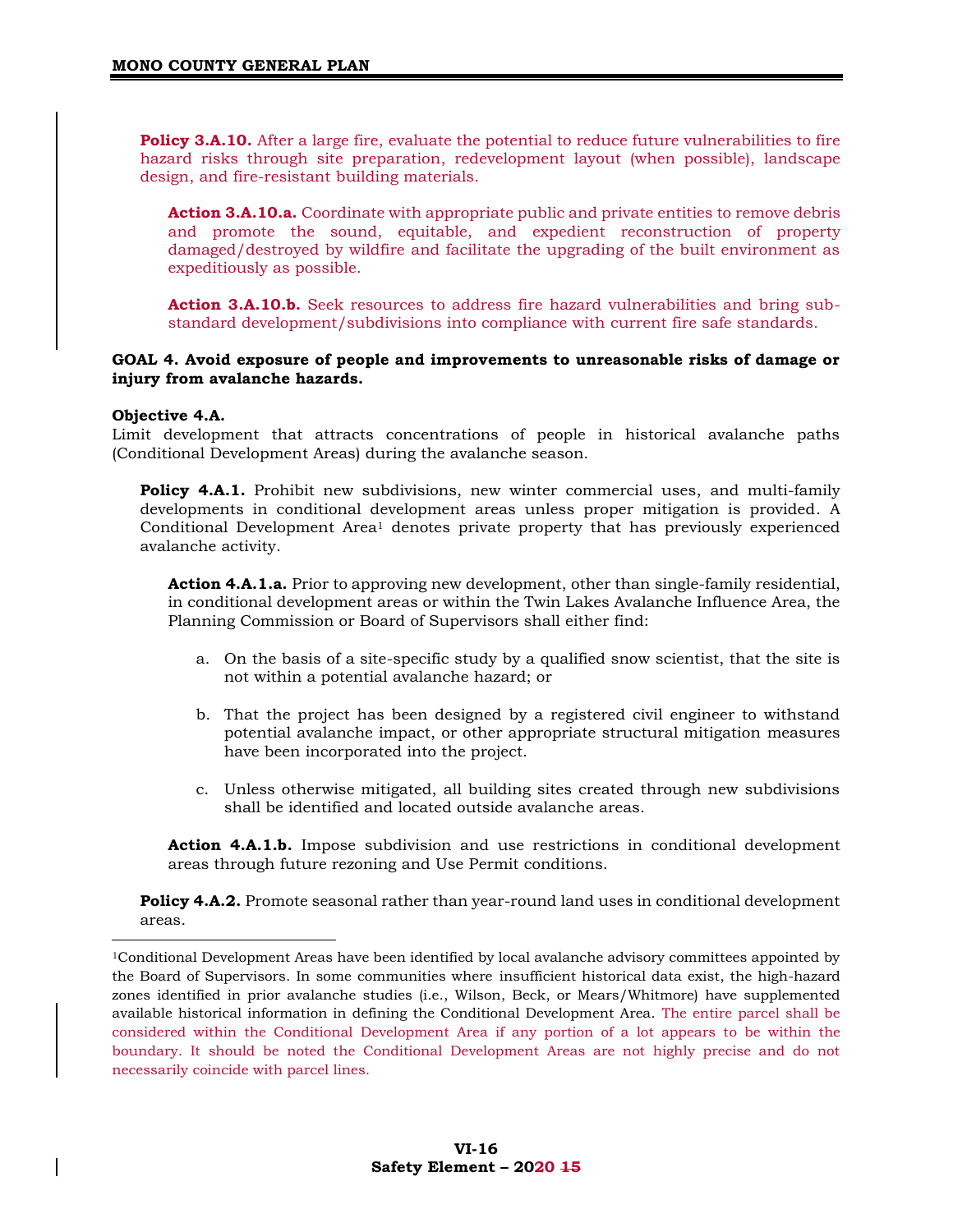**Policy 3.A.10.** After a large fire, evaluate the potential to reduce future vulnerabilities to fire hazard risks through site preparation, redevelopment layout (when possible), landscape design, and fire-resistant building materials.

**Action 3.A.10.a.** Coordinate with appropriate public and private entities to remove debris and promote the sound, equitable, and expedient reconstruction of property damaged/destroyed by wildfire and facilitate the upgrading of the built environment as expeditiously as possible.

**Action 3.A.10.b.** Seek resources to address fire hazard vulnerabilities and bring sub-standard development/subdivisions into compliance with current fire safe standards.

**GOAL 4. Avoid exposure of people and improvements to unreasonable risks of damage or injury from avalanche hazards.**

**Objective 4.A.**
Limit development that attracts concentrations of people in historical avalanche paths (Conditional Development Areas) during the avalanche season.

**Policy 4.A.1.** Prohibit new subdivisions, new winter commercial uses, and multi-family developments in conditional development areas unless proper mitigation is provided. A Conditional Development Area[1] denotes private property that has previously experienced avalanche activity.

**Action 4.A.1.a.** Prior to approving new development, other than single-family residential, in conditional development areas or within the Twin Lakes Avalanche Influence Area, the Planning Commission or Board of Supervisors shall either find:

a. On the basis of a site-specific study by a qualified snow scientist, that the site is not within a potential avalanche hazard; or

b. That the project has been designed by a registered civil engineer to withstand potential avalanche impact, or other appropriate structural mitigation measures have been incorporated into the project.

c. Unless otherwise mitigated, all building sites created through new subdivisions shall be identified and located outside avalanche areas.

**Action 4.A.1.b.** Impose subdivision and use restrictions in conditional development areas through future rezoning and Use Permit conditions.

**Policy 4.A.2.** Promote seasonal rather than year-round land uses in conditional development areas.

---

[1]Conditional Development Areas have been identified by local avalanche advisory committees appointed by the Board of Supervisors. In some communities where insufficient historical data exist, the high-hazard zones identified in prior avalanche studies (i.e., Wilson, Beck, or Mears/Whitmore) have supplemented available historical information in defining the Conditional Development Area. The entire parcel shall be considered within the Conditional Development Area if any portion of a lot appears to be within the boundary. It should be noted the Conditional Development Areas are not highly precise and do not necessarily coincide with parcel lines.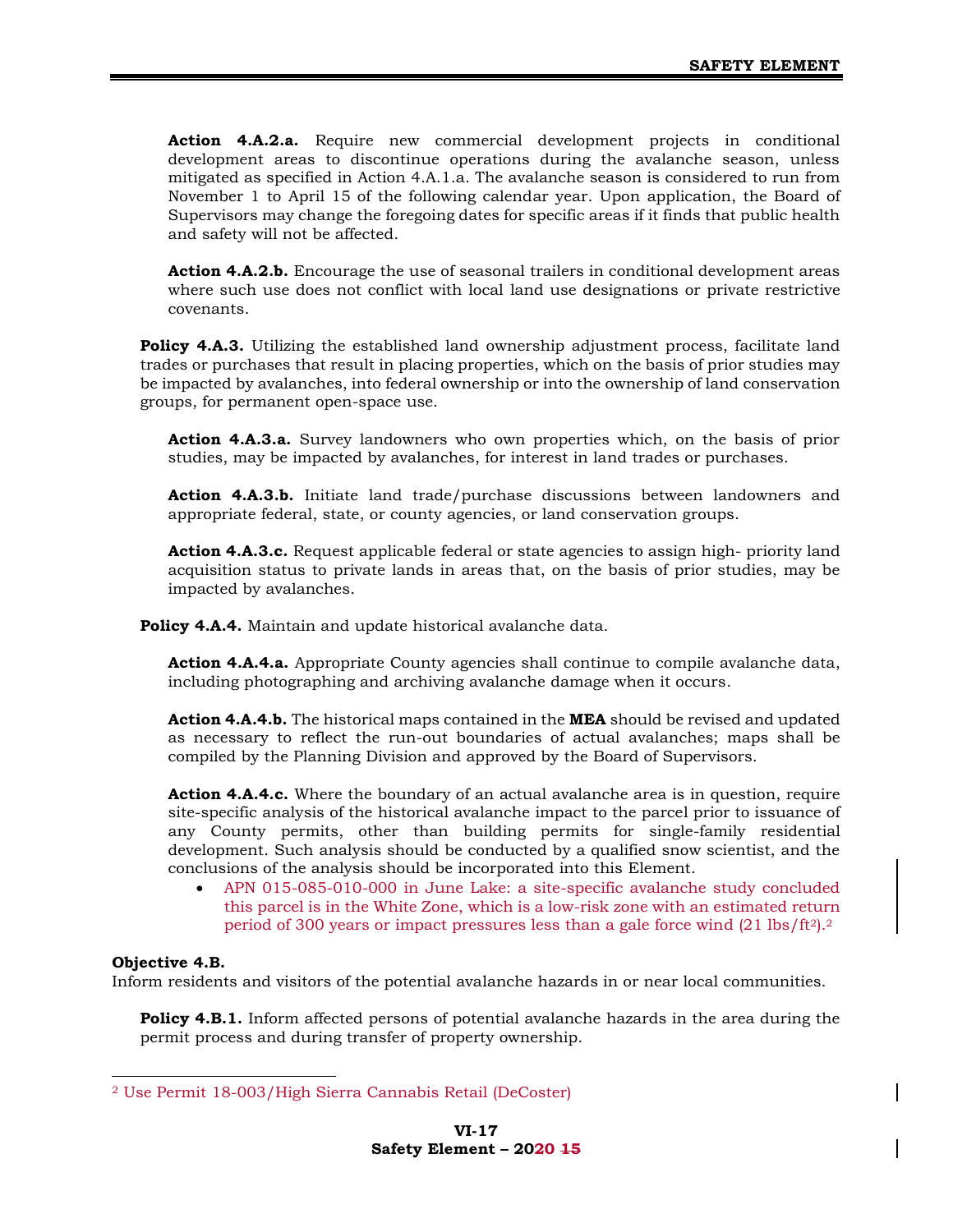**Action 4.A.2.a.** Require new commercial development projects in conditional development areas to discontinue operations during the avalanche season, unless mitigated as specified in Action 4.A.1.a. The avalanche season is considered to run from November 1 to April 15 of the following calendar year. Upon application, the Board of Supervisors may change the foregoing dates for specific areas if it finds that public health and safety will not be affected.

**Action 4.A.2.b.** Encourage the use of seasonal trailers in conditional development areas where such use does not conflict with local land use designations or private restrictive covenants.

**Policy 4.A.3.** Utilizing the established land ownership adjustment process, facilitate land trades or purchases that result in placing properties, which on the basis of prior studies may be impacted by avalanches, into federal ownership or into the ownership of land conservation groups, for permanent open-space use.

**Action 4.A.3.a.** Survey landowners who own properties which, on the basis of prior studies, may be impacted by avalanches, for interest in land trades or purchases.

**Action 4.A.3.b.** Initiate land trade/purchase discussions between landowners and appropriate federal, state, or county agencies, or land conservation groups.

**Action 4.A.3.c.** Request applicable federal or state agencies to assign high- priority land acquisition status to private lands in areas that, on the basis of prior studies, may be impacted by avalanches.

**Policy 4.A.4.** Maintain and update historical avalanche data.

**Action 4.A.4.a.** Appropriate County agencies shall continue to compile avalanche data, including photographing and archiving avalanche damage when it occurs.

**Action 4.A.4.b.** The historical maps contained in the **MEA** should be revised and updated as necessary to reflect the run-out boundaries of actual avalanches; maps shall be compiled by the Planning Division and approved by the Board of Supervisors.

**Action 4.A.4.c.** Where the boundary of an actual avalanche area is in question, require site-specific analysis of the historical avalanche impact to the parcel prior to issuance of any County permits, other than building permits for single-family residential development. Such analysis should be conducted by a qualified snow scientist, and the conclusions of the analysis should be incorporated into this Element.

- APN 015-085-010-000 in June Lake: a site-specific avalanche study concluded this parcel is in the White Zone, which is a low-risk zone with an estimated return period of 300 years or impact pressures less than a gale force wind (21 lbs/ft$^2$).[2]

**Objective 4.B.**
Inform residents and visitors of the potential avalanche hazards in or near local communities.

**Policy 4.B.1.** Inform affected persons of potential avalanche hazards in the area during the permit process and during transfer of property ownership.

[2] Use Permit 18-003/High Sierra Cannabis Retail (DeCoster)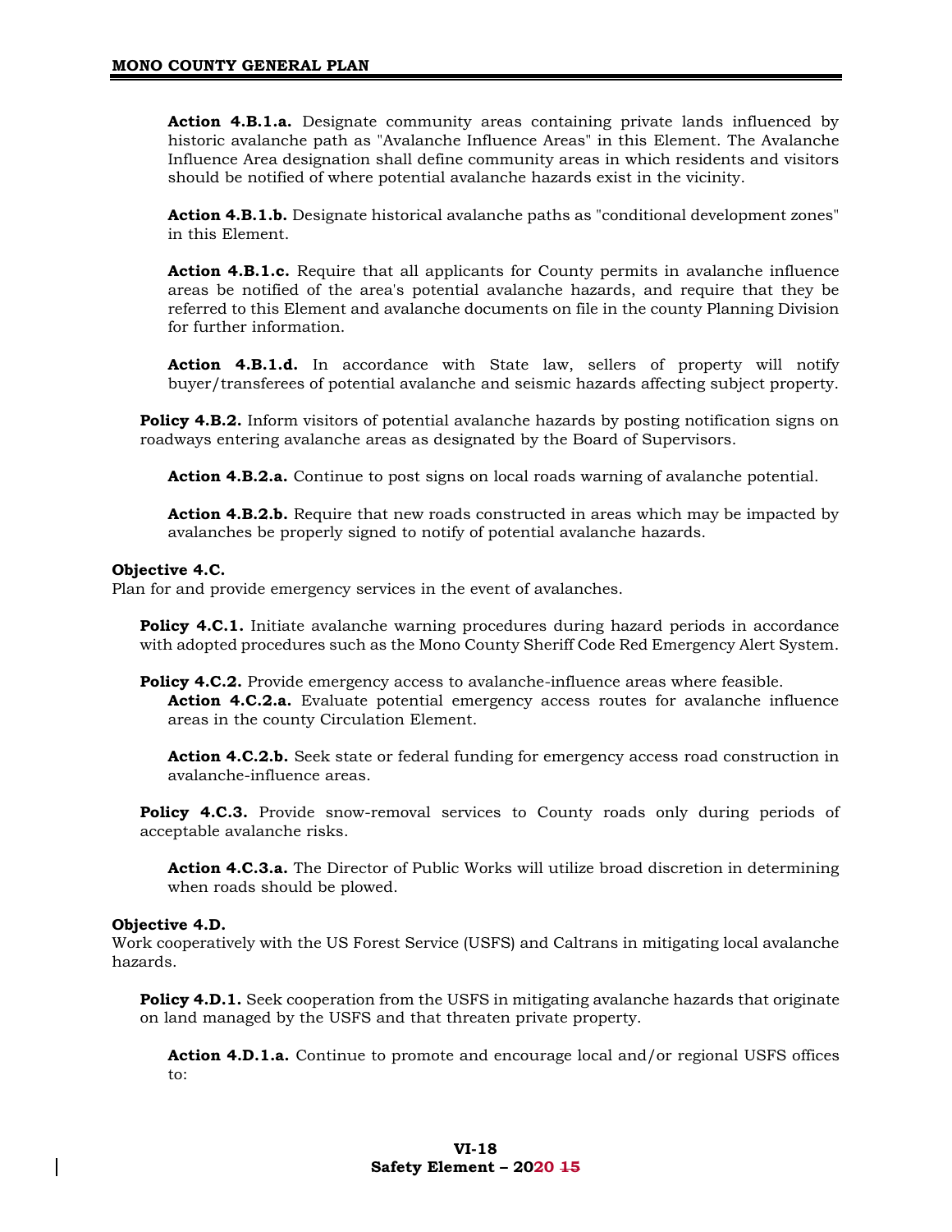**Action 4.B.1.a.** Designate community areas containing private lands influenced by historic avalanche path as "Avalanche Influence Areas" in this Element. The Avalanche Influence Area designation shall define community areas in which residents and visitors should be notified of where potential avalanche hazards exist in the vicinity.

**Action 4.B.1.b.** Designate historical avalanche paths as "conditional development zones" in this Element.

**Action 4.B.1.c.** Require that all applicants for County permits in avalanche influence areas be notified of the area's potential avalanche hazards, and require that they be referred to this Element and avalanche documents on file in the county Planning Division for further information.

**Action 4.B.1.d.** In accordance with State law, sellers of property will notify buyer/transferees of potential avalanche and seismic hazards affecting subject property.

**Policy 4.B.2.** Inform visitors of potential avalanche hazards by posting notification signs on roadways entering avalanche areas as designated by the Board of Supervisors.

**Action 4.B.2.a.** Continue to post signs on local roads warning of avalanche potential.

**Action 4.B.2.b.** Require that new roads constructed in areas which may be impacted by avalanches be properly signed to notify of potential avalanche hazards.

**Objective 4.C.**
Plan for and provide emergency services in the event of avalanches.

**Policy 4.C.1.** Initiate avalanche warning procedures during hazard periods in accordance with adopted procedures such as the Mono County Sheriff Code Red Emergency Alert System.

**Policy 4.C.2.** Provide emergency access to avalanche-influence areas where feasible.

**Action 4.C.2.a.** Evaluate potential emergency access routes for avalanche influence areas in the county Circulation Element.

**Action 4.C.2.b.** Seek state or federal funding for emergency access road construction in avalanche-influence areas.

**Policy 4.C.3.** Provide snow-removal services to County roads only during periods of acceptable avalanche risks.

**Action 4.C.3.a.** The Director of Public Works will utilize broad discretion in determining when roads should be plowed.

**Objective 4.D.**
Work cooperatively with the US Forest Service (USFS) and Caltrans in mitigating local avalanche hazards.

**Policy 4.D.1.** Seek cooperation from the USFS in mitigating avalanche hazards that originate on land managed by the USFS and that threaten private property.

**Action 4.D.1.a.** Continue to promote and encourage local and/or regional USFS offices to: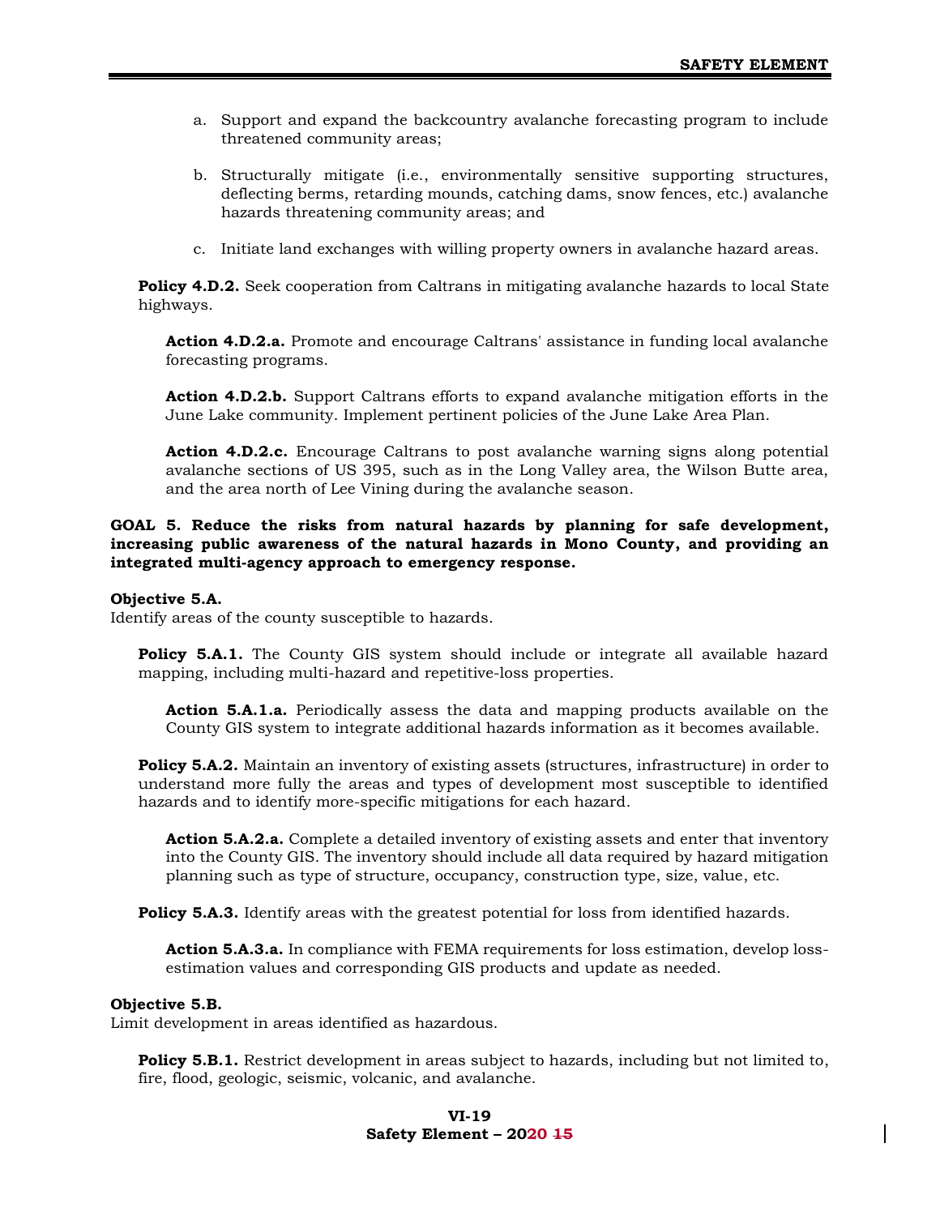a. Support and expand the backcountry avalanche forecasting program to include threatened community areas;

b. Structurally mitigate (i.e., environmentally sensitive supporting structures, deflecting berms, retarding mounds, catching dams, snow fences, etc.) avalanche hazards threatening community areas; and

c. Initiate land exchanges with willing property owners in avalanche hazard areas.

**Policy 4.D.2.** Seek cooperation from Caltrans in mitigating avalanche hazards to local State highways.

**Action 4.D.2.a.** Promote and encourage Caltrans' assistance in funding local avalanche forecasting programs.

**Action 4.D.2.b.** Support Caltrans efforts to expand avalanche mitigation efforts in the June Lake community. Implement pertinent policies of the June Lake Area Plan.

**Action 4.D.2.c.** Encourage Caltrans to post avalanche warning signs along potential avalanche sections of US 395, such as in the Long Valley area, the Wilson Butte area, and the area north of Lee Vining during the avalanche season.

**GOAL 5. Reduce the risks from natural hazards by planning for safe development, increasing public awareness of the natural hazards in Mono County, and providing an integrated multi-agency approach to emergency response.**

**Objective 5.A.**
Identify areas of the county susceptible to hazards.

**Policy 5.A.1.** The County GIS system should include or integrate all available hazard mapping, including multi-hazard and repetitive-loss properties.

**Action 5.A.1.a.** Periodically assess the data and mapping products available on the County GIS system to integrate additional hazards information as it becomes available.

**Policy 5.A.2.** Maintain an inventory of existing assets (structures, infrastructure) in order to understand more fully the areas and types of development most susceptible to identified hazards and to identify more-specific mitigations for each hazard.

**Action 5.A.2.a.** Complete a detailed inventory of existing assets and enter that inventory into the County GIS. The inventory should include all data required by hazard mitigation planning such as type of structure, occupancy, construction type, size, value, etc.

**Policy 5.A.3.** Identify areas with the greatest potential for loss from identified hazards.

**Action 5.A.3.a.** In compliance with FEMA requirements for loss estimation, develop loss-estimation values and corresponding GIS products and update as needed.

**Objective 5.B.**
Limit development in areas identified as hazardous.

**Policy 5.B.1.** Restrict development in areas subject to hazards, including but not limited to, fire, flood, geologic, seismic, volcanic, and avalanche.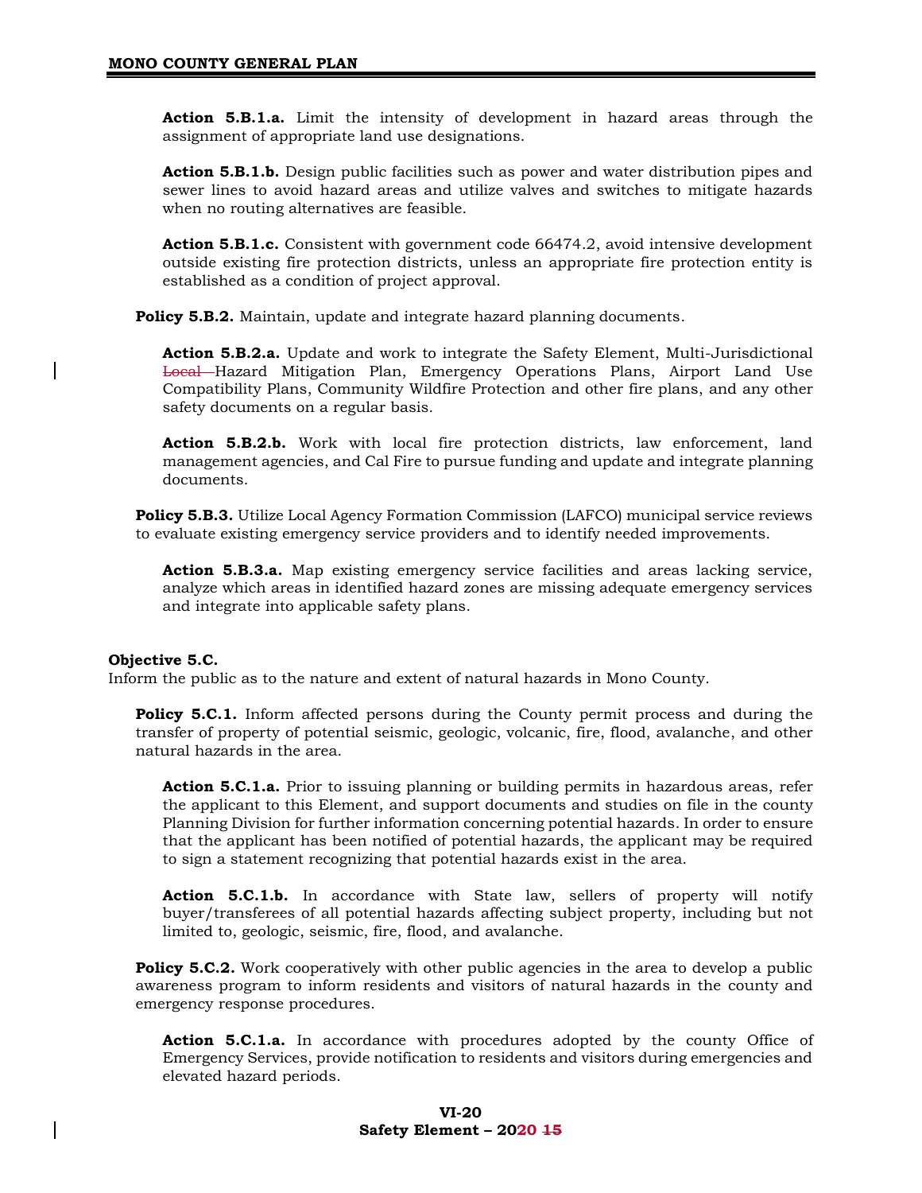**Action 5.B.1.a.** Limit the intensity of development in hazard areas through the assignment of appropriate land use designations.

**Action 5.B.1.b.** Design public facilities such as power and water distribution pipes and sewer lines to avoid hazard areas and utilize valves and switches to mitigate hazards when no routing alternatives are feasible.

**Action 5.B.1.c.** Consistent with government code 66474.2, avoid intensive development outside existing fire protection districts, unless an appropriate fire protection entity is established as a condition of project approval.

**Policy 5.B.2.** Maintain, update and integrate hazard planning documents.

**Action 5.B.2.a.** Update and work to integrate the Safety Element, Multi-Jurisdictional ~~Local~~ Hazard Mitigation Plan, Emergency Operations Plans, Airport Land Use Compatibility Plans, Community Wildfire Protection and other fire plans, and any other safety documents on a regular basis.

**Action 5.B.2.b.** Work with local fire protection districts, law enforcement, land management agencies, and Cal Fire to pursue funding and update and integrate planning documents.

**Policy 5.B.3.** Utilize Local Agency Formation Commission (LAFCO) municipal service reviews to evaluate existing emergency service providers and to identify needed improvements.

**Action 5.B.3.a.** Map existing emergency service facilities and areas lacking service, analyze which areas in identified hazard zones are missing adequate emergency services and integrate into applicable safety plans.

**Objective 5.C.**
Inform the public as to the nature and extent of natural hazards in Mono County.

**Policy 5.C.1.** Inform affected persons during the County permit process and during the transfer of property of potential seismic, geologic, volcanic, fire, flood, avalanche, and other natural hazards in the area.

**Action 5.C.1.a.** Prior to issuing planning or building permits in hazardous areas, refer the applicant to this Element, and support documents and studies on file in the county Planning Division for further information concerning potential hazards. In order to ensure that the applicant has been notified of potential hazards, the applicant may be required to sign a statement recognizing that potential hazards exist in the area.

**Action 5.C.1.b.** In accordance with State law, sellers of property will notify buyer/transferees of all potential hazards affecting subject property, including but not limited to, geologic, seismic, fire, flood, and avalanche.

**Policy 5.C.2.** Work cooperatively with other public agencies in the area to develop a public awareness program to inform residents and visitors of natural hazards in the county and emergency response procedures.

**Action 5.C.1.a.** In accordance with procedures adopted by the county Office of Emergency Services, provide notification to residents and visitors during emergencies and elevated hazard periods.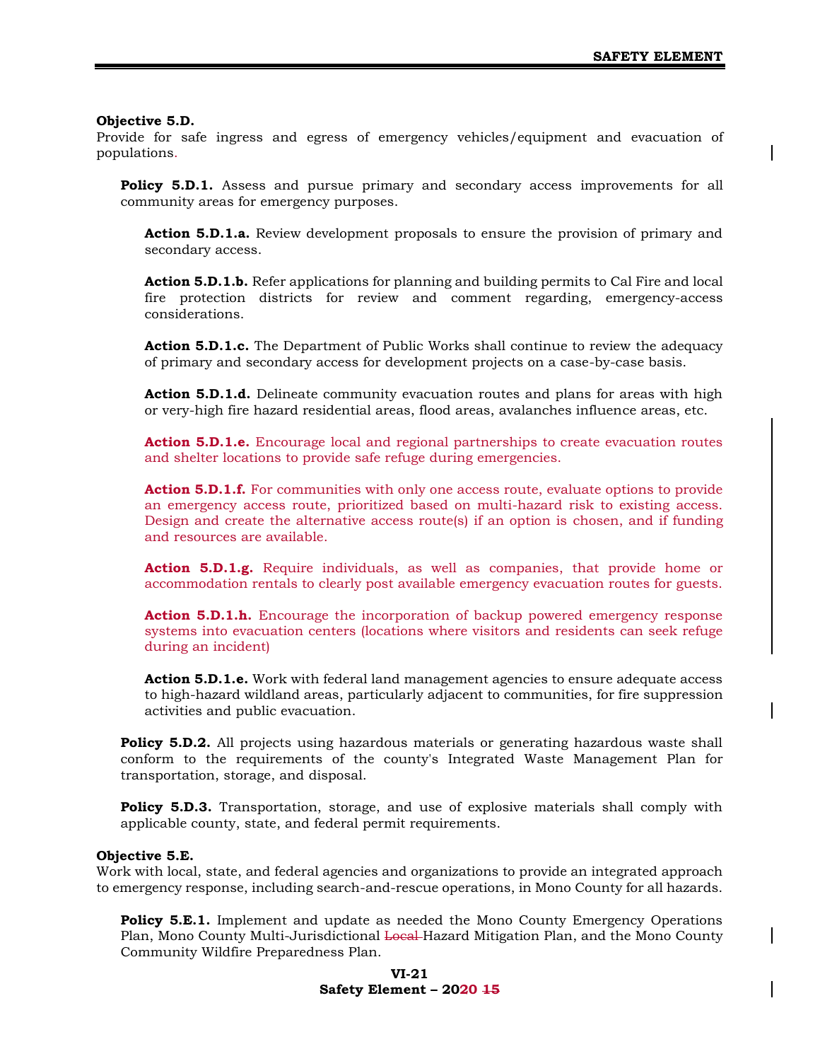**Objective 5.D.**
Provide for safe ingress and egress of emergency vehicles/equipment and evacuation of populations.

**Policy 5.D.1.** Assess and pursue primary and secondary access improvements for all community areas for emergency purposes.

**Action 5.D.1.a.** Review development proposals to ensure the provision of primary and secondary access.

**Action 5.D.1.b.** Refer applications for planning and building permits to Cal Fire and local fire protection districts for review and comment regarding, emergency-access considerations.

**Action 5.D.1.c.** The Department of Public Works shall continue to review the adequacy of primary and secondary access for development projects on a case-by-case basis.

**Action 5.D.1.d.** Delineate community evacuation routes and plans for areas with high or very-high fire hazard residential areas, flood areas, avalanches influence areas, etc.

**Action 5.D.1.e.** Encourage local and regional partnerships to create evacuation routes and shelter locations to provide safe refuge during emergencies.

**Action 5.D.1.f.** For communities with only one access route, evaluate options to provide an emergency access route, prioritized based on multi-hazard risk to existing access. Design and create the alternative access route(s) if an option is chosen, and if funding and resources are available.

**Action 5.D.1.g.** Require individuals, as well as companies, that provide home or accommodation rentals to clearly post available emergency evacuation routes for guests.

**Action 5.D.1.h.** Encourage the incorporation of backup powered emergency response systems into evacuation centers (locations where visitors and residents can seek refuge during an incident)

**Action 5.D.1.e.** Work with federal land management agencies to ensure adequate access to high-hazard wildland areas, particularly adjacent to communities, for fire suppression activities and public evacuation.

**Policy 5.D.2.** All projects using hazardous materials or generating hazardous waste shall conform to the requirements of the county's Integrated Waste Management Plan for transportation, storage, and disposal.

**Policy 5.D.3.** Transportation, storage, and use of explosive materials shall comply with applicable county, state, and federal permit requirements.

**Objective 5.E.**
Work with local, state, and federal agencies and organizations to provide an integrated approach to emergency response, including search-and-rescue operations, in Mono County for all hazards.

**Policy 5.E.1.** Implement and update as needed the Mono County Emergency Operations Plan, Mono County Multi-Jurisdictional ~~Local~~ Hazard Mitigation Plan, and the Mono County Community Wildfire Preparedness Plan.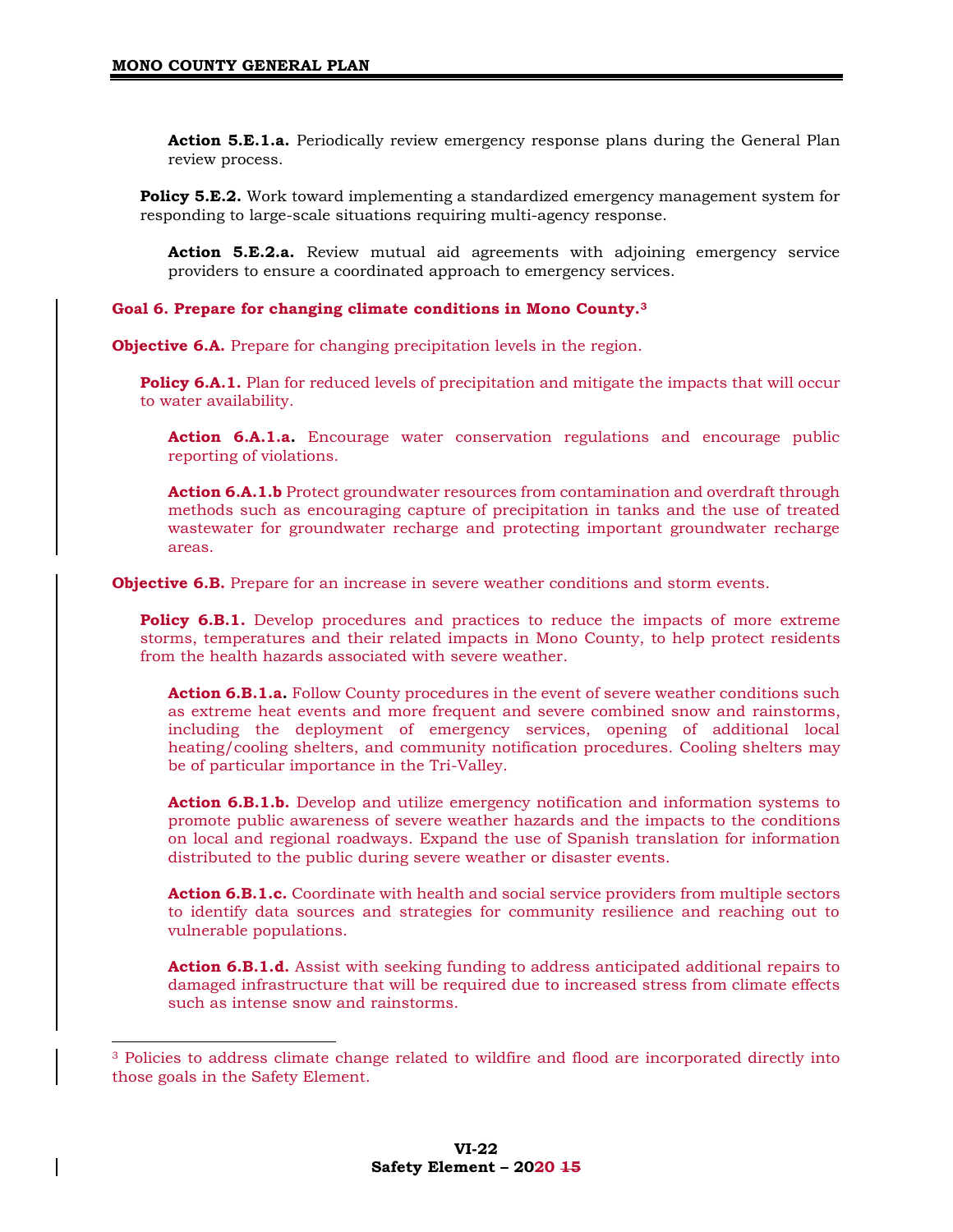**Action 5.E.1.a.** Periodically review emergency response plans during the General Plan review process.

**Policy 5.E.2.** Work toward implementing a standardized emergency management system for responding to large-scale situations requiring multi-agency response.

**Action 5.E.2.a.** Review mutual aid agreements with adjoining emergency service providers to ensure a coordinated approach to emergency services.

**Goal 6. Prepare for changing climate conditions in Mono County.**[3]

**Objective 6.A.** Prepare for changing precipitation levels in the region.

**Policy 6.A.1.** Plan for reduced levels of precipitation and mitigate the impacts that will occur to water availability.

**Action 6.A.1.a.** Encourage water conservation regulations and encourage public reporting of violations.

**Action 6.A.1.b** Protect groundwater resources from contamination and overdraft through methods such as encouraging capture of precipitation in tanks and the use of treated wastewater for groundwater recharge and protecting important groundwater recharge areas.

**Objective 6.B.** Prepare for an increase in severe weather conditions and storm events.

**Policy 6.B.1.** Develop procedures and practices to reduce the impacts of more extreme storms, temperatures and their related impacts in Mono County, to help protect residents from the health hazards associated with severe weather.

**Action 6.B.1.a.** Follow County procedures in the event of severe weather conditions such as extreme heat events and more frequent and severe combined snow and rainstorms, including the deployment of emergency services, opening of additional local heating/cooling shelters, and community notification procedures. Cooling shelters may be of particular importance in the Tri-Valley.

**Action 6.B.1.b.** Develop and utilize emergency notification and information systems to promote public awareness of severe weather hazards and the impacts to the conditions on local and regional roadways. Expand the use of Spanish translation for information distributed to the public during severe weather or disaster events.

**Action 6.B.1.c.** Coordinate with health and social service providers from multiple sectors to identify data sources and strategies for community resilience and reaching out to vulnerable populations.

**Action 6.B.1.d.** Assist with seeking funding to address anticipated additional repairs to damaged infrastructure that will be required due to increased stress from climate effects such as intense snow and rainstorms.

---

[3] Policies to address climate change related to wildfire and flood are incorporated directly into those goals in the Safety Element.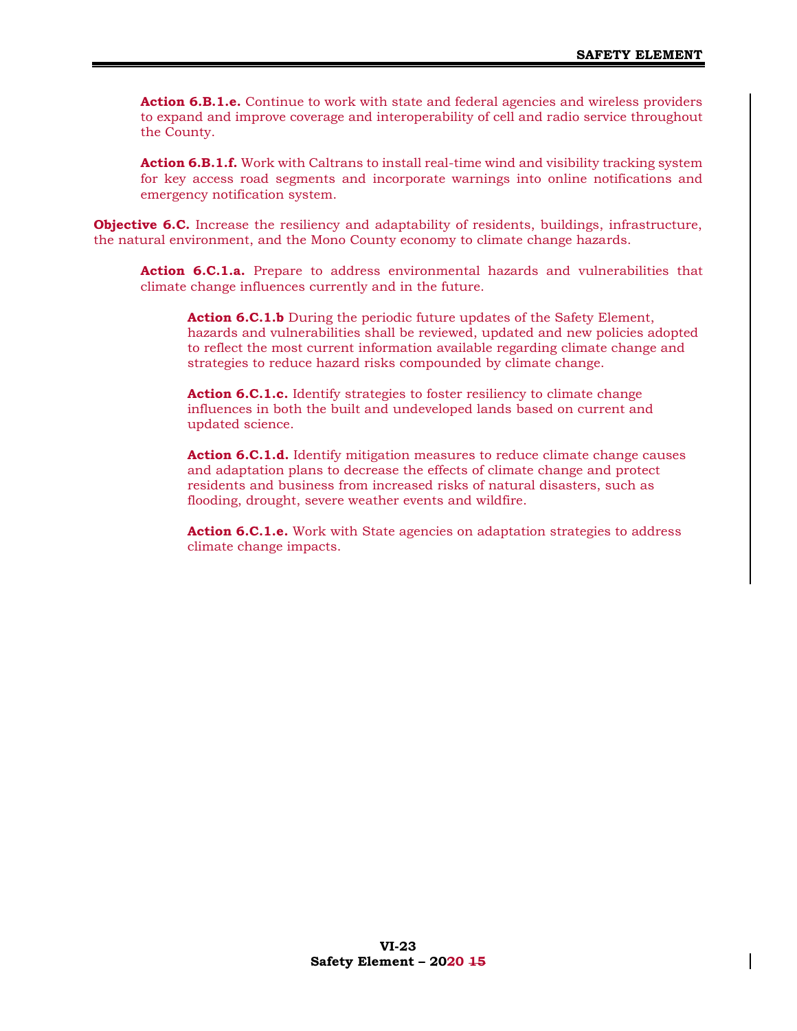**Action 6.B.1.e.** Continue to work with state and federal agencies and wireless providers to expand and improve coverage and interoperability of cell and radio service throughout the County.

**Action 6.B.1.f.** Work with Caltrans to install real-time wind and visibility tracking system for key access road segments and incorporate warnings into online notifications and emergency notification system.

**Objective 6.C.** Increase the resiliency and adaptability of residents, buildings, infrastructure, the natural environment, and the Mono County economy to climate change hazards.

**Action 6.C.1.a.** Prepare to address environmental hazards and vulnerabilities that climate change influences currently and in the future.

**Action 6.C.1.b** During the periodic future updates of the Safety Element, hazards and vulnerabilities shall be reviewed, updated and new policies adopted to reflect the most current information available regarding climate change and strategies to reduce hazard risks compounded by climate change.

**Action 6.C.1.c.** Identify strategies to foster resiliency to climate change influences in both the built and undeveloped lands based on current and updated science.

**Action 6.C.1.d.** Identify mitigation measures to reduce climate change causes and adaptation plans to decrease the effects of climate change and protect residents and business from increased risks of natural disasters, such as flooding, drought, severe weather events and wildfire.

**Action 6.C.1.e.** Work with State agencies on adaptation strategies to address climate change impacts.